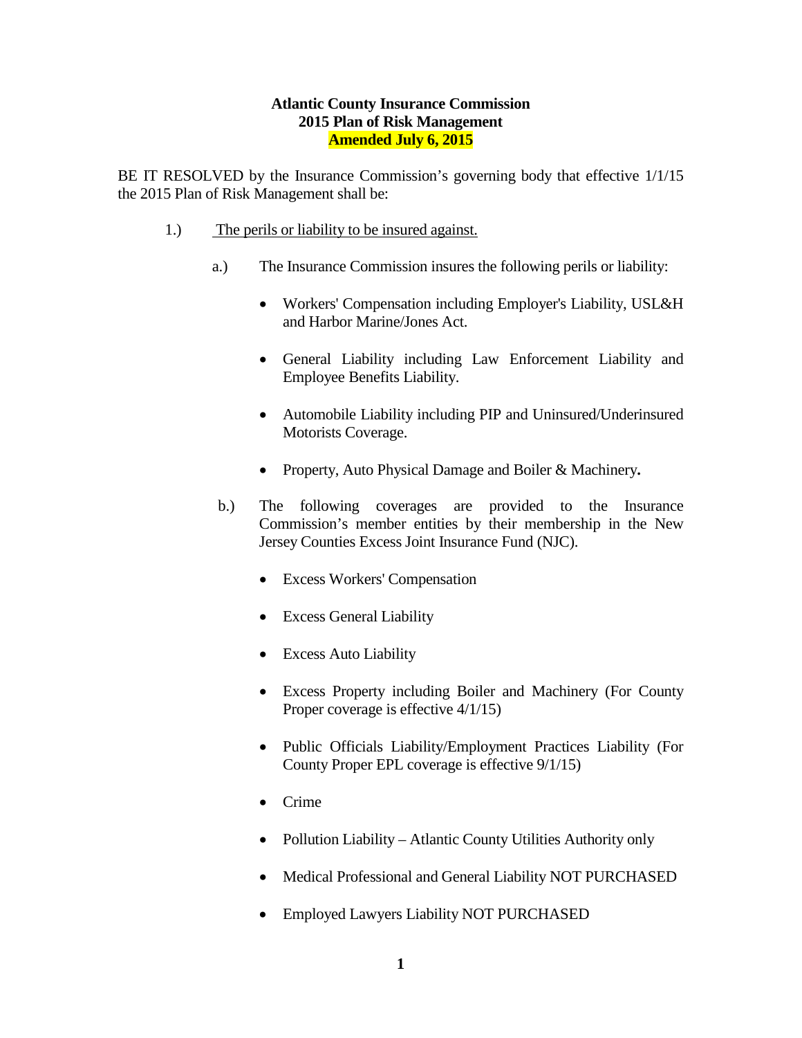**Atlantic County Insurance Commission**
**2015 Plan of Risk Management**
**Amended July 6, 2015**

BE IT RESOLVED by the Insurance Commission's governing body that effective 1/1/15 the 2015 Plan of Risk Management shall be:

1.) The perils or liability to be insured against.

a.) The Insurance Commission insures the following perils or liability:

- Workers' Compensation including Employer's Liability, USL&H and Harbor Marine/Jones Act.
- General Liability including Law Enforcement Liability and Employee Benefits Liability.
- Automobile Liability including PIP and Uninsured/Underinsured Motorists Coverage.
- Property, Auto Physical Damage and Boiler & Machinery**.**

b.) The following coverages are provided to the Insurance Commission's member entities by their membership in the New Jersey Counties Excess Joint Insurance Fund (NJC).

- Excess Workers' Compensation
- Excess General Liability
- Excess Auto Liability
- Excess Property including Boiler and Machinery (For County Proper coverage is effective 4/1/15)
- Public Officials Liability/Employment Practices Liability (For County Proper EPL coverage is effective 9/1/15)
- Crime
- Pollution Liability – Atlantic County Utilities Authority only
- Medical Professional and General Liability NOT PURCHASED
- Employed Lawyers Liability NOT PURCHASED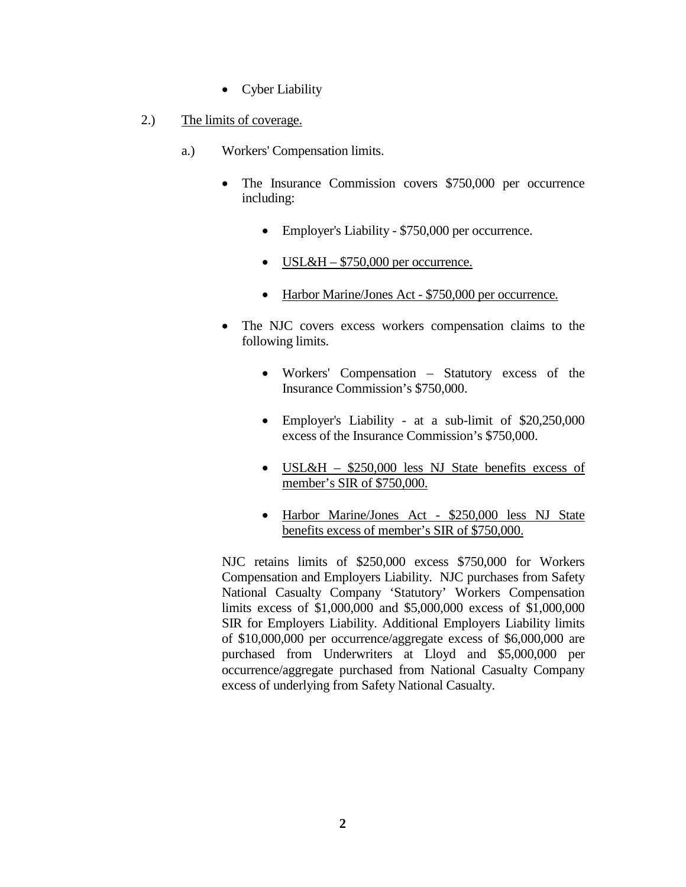- Cyber Liability

2.) <u>The limits of coverage.</u>

a.) Workers' Compensation limits.

- The Insurance Commission covers $750,000 per occurrence including:
    - Employer's Liability - $750,000 per occurrence.
    - <u>USL&H – $750,000 per occurrence.</u>
    - <u>Harbor Marine/Jones Act - $750,000 per occurrence.</u>
- The NJC covers excess workers compensation claims to the following limits.
    - Workers' Compensation – Statutory excess of the Insurance Commission's $750,000.
    - Employer's Liability - at a sub-limit of $20,250,000 excess of the Insurance Commission's $750,000.
    - <u>USL&H – $250,000 less NJ State benefits excess of member's SIR of $750,000.</u>
    - <u>Harbor Marine/Jones Act - $250,000 less NJ State benefits excess of member's SIR of $750,000.</u>

NJC retains limits of $250,000 excess $750,000 for Workers Compensation and Employers Liability. NJC purchases from Safety National Casualty Company 'Statutory' Workers Compensation limits excess of $1,000,000 and $5,000,000 excess of $1,000,000 SIR for Employers Liability. Additional Employers Liability limits of $10,000,000 per occurrence/aggregate excess of $6,000,000 are purchased from Underwriters at Lloyd and $5,000,000 per occurrence/aggregate purchased from National Casualty Company excess of underlying from Safety National Casualty.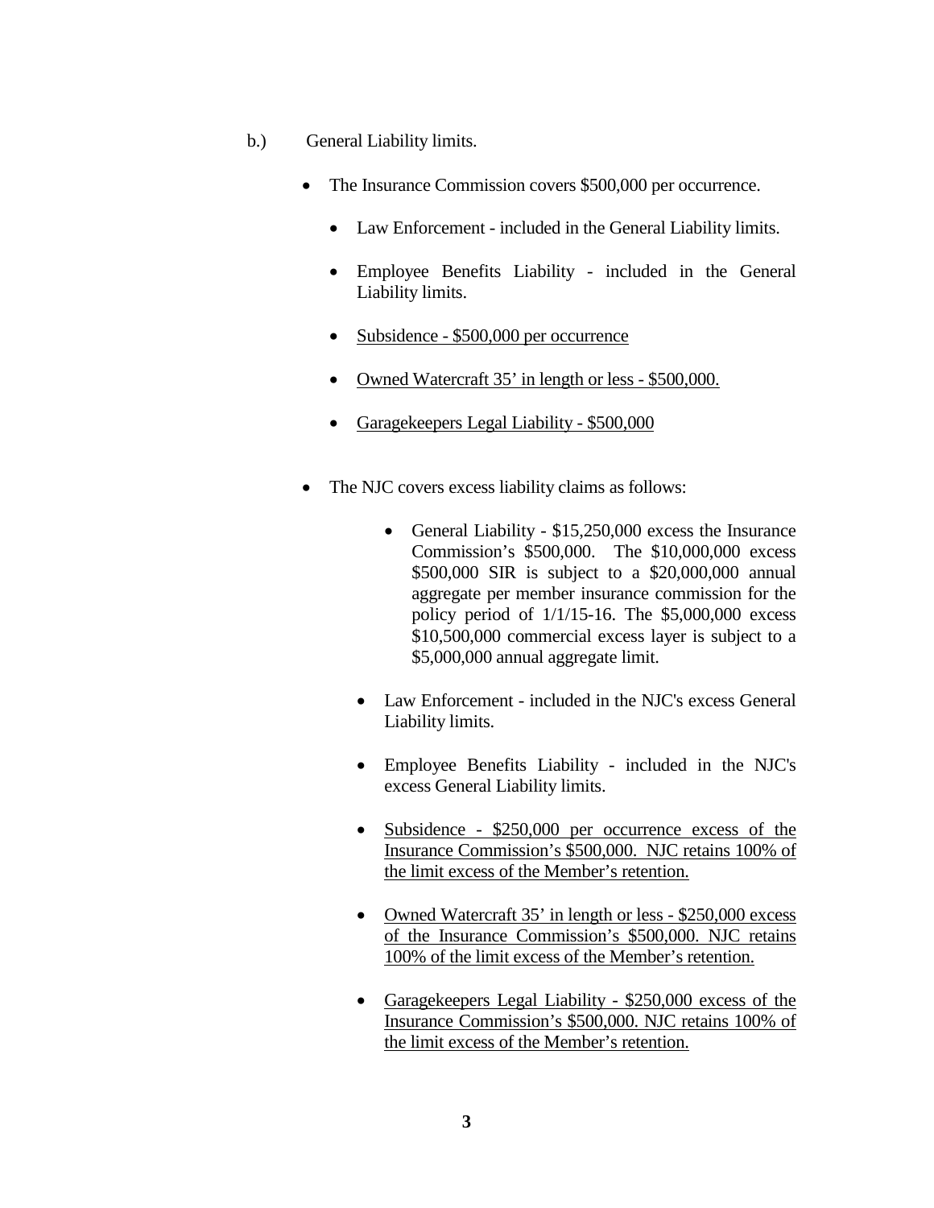b.) General Liability limits.

- The Insurance Commission covers \$500,000 per occurrence.
    - Law Enforcement - included in the General Liability limits.
    - Employee Benefits Liability - included in the General Liability limits.
    - <u>Subsidence - \$500,000 per occurrence</u>
    - <u>Owned Watercraft 35' in length or less - \$500,000.</u>
    - <u>Garagekeepers Legal Liability - \$500,000</u>

- The NJC covers excess liability claims as follows:
    - General Liability - \$15,250,000 excess the Insurance Commission's \$500,000. The \$10,000,000 excess \$500,000 SIR is subject to a \$20,000,000 annual aggregate per member insurance commission for the policy period of 1/1/15-16. The \$5,000,000 excess \$10,500,000 commercial excess layer is subject to a \$5,000,000 annual aggregate limit.
    - Law Enforcement - included in the NJC's excess General Liability limits.
    - Employee Benefits Liability - included in the NJC's excess General Liability limits.
    - <u>Subsidence - \$250,000 per occurrence excess of the Insurance Commission's \$500,000. NJC retains 100% of the limit excess of the Member's retention.</u>
    - <u>Owned Watercraft 35' in length or less - \$250,000 excess of the Insurance Commission's \$500,000. NJC retains 100% of the limit excess of the Member's retention.</u>
    - <u>Garagekeepers Legal Liability - \$250,000 excess of the Insurance Commission's \$500,000. NJC retains 100% of the limit excess of the Member's retention.</u>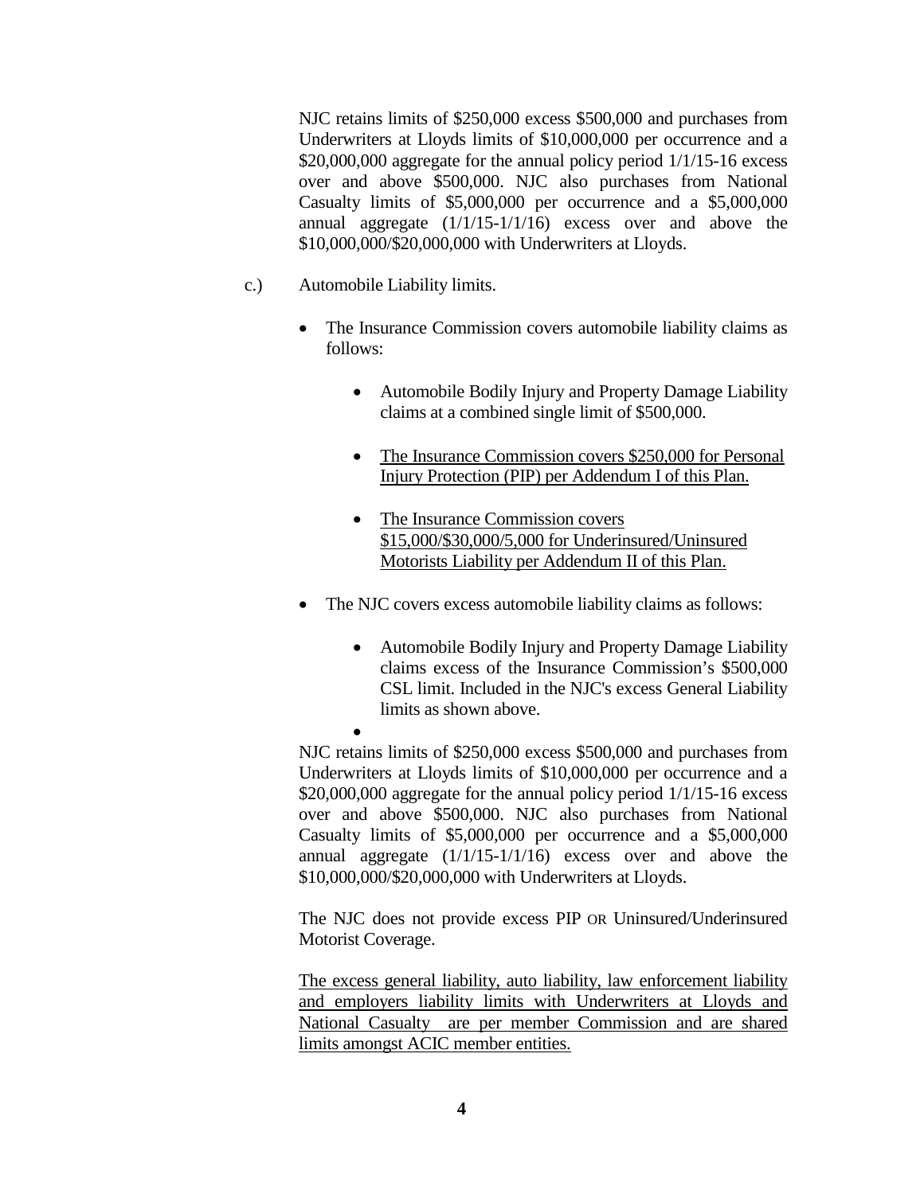NJC retains limits of $250,000 excess $500,000 and purchases from Underwriters at Lloyds limits of $10,000,000 per occurrence and a $20,000,000 aggregate for the annual policy period 1/1/15-16 excess over and above $500,000. NJC also purchases from National Casualty limits of $5,000,000 per occurrence and a $5,000,000 annual aggregate (1/1/15-1/1/16) excess over and above the $10,000,000/$20,000,000 with Underwriters at Lloyds.

c.) Automobile Liability limits.

- The Insurance Commission covers automobile liability claims as follows:
  - Automobile Bodily Injury and Property Damage Liability claims at a combined single limit of $500,000.
  - <u>The Insurance Commission covers $250,000 for Personal Injury Protection (PIP) per Addendum I of this Plan.</u>
  - <u>The Insurance Commission covers $15,000/$30,000/5,000 for Underinsured/Uninsured Motorists Liability per Addendum II of this Plan.</u>
- The NJC covers excess automobile liability claims as follows:
  - Automobile Bodily Injury and Property Damage Liability claims excess of the Insurance Commission's $500,000 CSL limit. Included in the NJC's excess General Liability limits as shown above.
  - 

NJC retains limits of $250,000 excess $500,000 and purchases from Underwriters at Lloyds limits of $10,000,000 per occurrence and a $20,000,000 aggregate for the annual policy period 1/1/15-16 excess over and above $500,000. NJC also purchases from National Casualty limits of $5,000,000 per occurrence and a $5,000,000 annual aggregate (1/1/15-1/1/16) excess over and above the $10,000,000/$20,000,000 with Underwriters at Lloyds.

The NJC does not provide excess PIP OR Uninsured/Underinsured Motorist Coverage.

<u>The excess general liability, auto liability, law enforcement liability and employers liability limits with Underwriters at Lloyds and National Casualty are per member Commission and are shared limits amongst ACIC member entities.</u>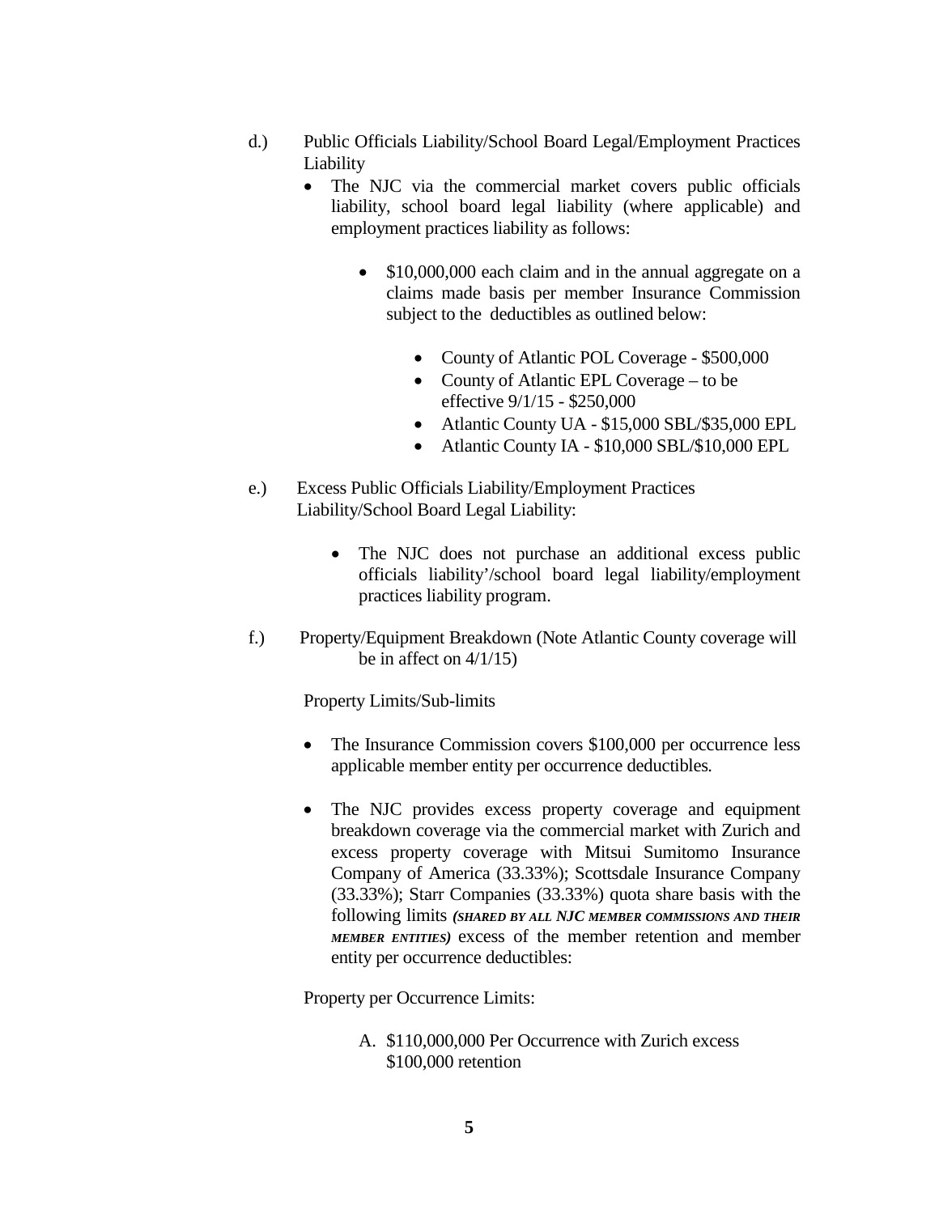d.) Public Officials Liability/School Board Legal/Employment Practices Liability

- The NJC via the commercial market covers public officials liability, school board legal liability (where applicable) and employment practices liability as follows:
  - \$10,000,000 each claim and in the annual aggregate on a claims made basis per member Insurance Commission subject to the deductibles as outlined below:
    - County of Atlantic POL Coverage - \$500,000
    - County of Atlantic EPL Coverage – to be effective 9/1/15 - \$250,000
    - Atlantic County UA - \$15,000 SBL/\$35,000 EPL
    - Atlantic County IA - \$10,000 SBL/\$10,000 EPL

e.) Excess Public Officials Liability/Employment Practices Liability/School Board Legal Liability:

- The NJC does not purchase an additional excess public officials liability'/school board legal liability/employment practices liability program.

f.) Property/Equipment Breakdown (Note Atlantic County coverage will be in affect on 4/1/15)

Property Limits/Sub-limits

- The Insurance Commission covers \$100,000 per occurrence less applicable member entity per occurrence deductibles.
- The NJC provides excess property coverage and equipment breakdown coverage via the commercial market with Zurich and excess property coverage with Mitsui Sumitomo Insurance Company of America (33.33%); Scottsdale Insurance Company (33.33%); Starr Companies (33.33%) quota share basis with the following limits ***(SHARED BY ALL NJC MEMBER COMMISSIONS AND THEIR MEMBER ENTITIES)*** excess of the member retention and member entity per occurrence deductibles:

Property per Occurrence Limits:

A. \$110,000,000 Per Occurrence with Zurich excess \$100,000 retention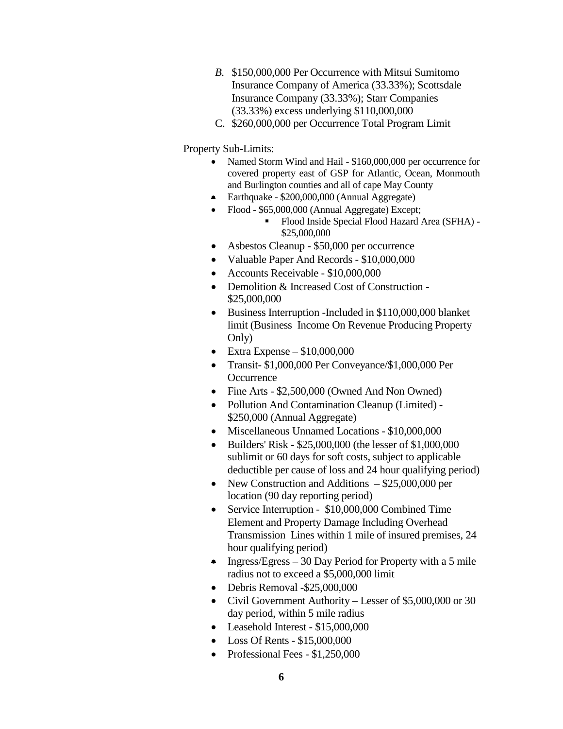*B.* $150,000,000 Per Occurrence with Mitsui Sumitomo Insurance Company of America (33.33%); Scottsdale Insurance Company (33.33%); Starr Companies (33.33%) excess underlying $110,000,000

C. $260,000,000 per Occurrence Total Program Limit

Property Sub-Limits:

- Named Storm Wind and Hail - $160,000,000 per occurrence for covered property east of GSP for Atlantic, Ocean, Monmouth and Burlington counties and all of cape May County
- Earthquake - $200,000,000 (Annual Aggregate)
- Flood - $65,000,000 (Annual Aggregate) Except;
  - Flood Inside Special Flood Hazard Area (SFHA) - $25,000,000
- Asbestos Cleanup - $50,000 per occurrence
- Valuable Paper And Records - $10,000,000
- Accounts Receivable - $10,000,000
- Demolition & Increased Cost of Construction - $25,000,000
- Business Interruption -Included in $110,000,000 blanket limit (Business Income On Revenue Producing Property Only)
- Extra Expense – $10,000,000
- Transit- $1,000,000 Per Conveyance/$1,000,000 Per Occurrence
- Fine Arts - $2,500,000 (Owned And Non Owned)
- Pollution And Contamination Cleanup (Limited) - $250,000 (Annual Aggregate)
- Miscellaneous Unnamed Locations - $10,000,000
- Builders' Risk - $25,000,000 (the lesser of $1,000,000 sublimit or 60 days for soft costs, subject to applicable deductible per cause of loss and 24 hour qualifying period)
- New Construction and Additions – $25,000,000 per location (90 day reporting period)
- Service Interruption - $10,000,000 Combined Time Element and Property Damage Including Overhead Transmission Lines within 1 mile of insured premises, 24 hour qualifying period)
- Ingress/Egress – 30 Day Period for Property with a 5 mile radius not to exceed a $5,000,000 limit
- Debris Removal -$25,000,000
- Civil Government Authority – Lesser of $5,000,000 or 30 day period, within 5 mile radius
- Leasehold Interest - $15,000,000
- Loss Of Rents - $15,000,000
- Professional Fees - $1,250,000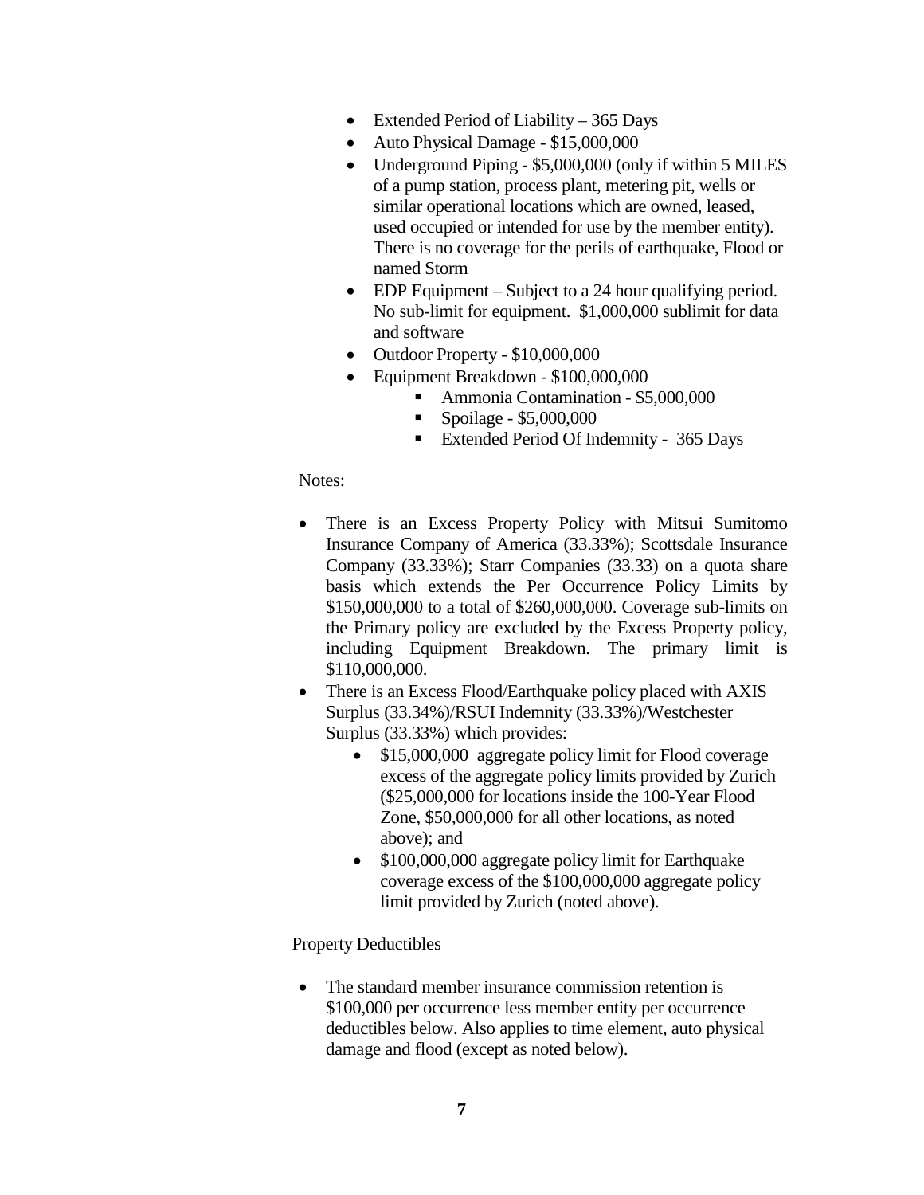- Extended Period of Liability – 365 Days
- Auto Physical Damage - $15,000,000
- Underground Piping - $5,000,000 (only if within 5 MILES of a pump station, process plant, metering pit, wells or similar operational locations which are owned, leased, used occupied or intended for use by the member entity). There is no coverage for the perils of earthquake, Flood or named Storm
- EDP Equipment – Subject to a 24 hour qualifying period. No sub-limit for equipment. $1,000,000 sublimit for data and software
- Outdoor Property - $10,000,000
- Equipment Breakdown - $100,000,000
    - Ammonia Contamination - $5,000,000
    - Spoilage - $5,000,000
    - Extended Period Of Indemnity - 365 Days

Notes:

- There is an Excess Property Policy with Mitsui Sumitomo Insurance Company of America (33.33%); Scottsdale Insurance Company (33.33%); Starr Companies (33.33) on a quota share basis which extends the Per Occurrence Policy Limits by $150,000,000 to a total of $260,000,000. Coverage sub-limits on the Primary policy are excluded by the Excess Property policy, including Equipment Breakdown. The primary limit is $110,000,000.
- There is an Excess Flood/Earthquake policy placed with AXIS Surplus (33.34%)/RSUI Indemnity (33.33%)/Westchester Surplus (33.33%) which provides:
    - $15,000,000 aggregate policy limit for Flood coverage excess of the aggregate policy limits provided by Zurich ($25,000,000 for locations inside the 100-Year Flood Zone, $50,000,000 for all other locations, as noted above); and
    - $100,000,000 aggregate policy limit for Earthquake coverage excess of the $100,000,000 aggregate policy limit provided by Zurich (noted above).

Property Deductibles

- The standard member insurance commission retention is $100,000 per occurrence less member entity per occurrence deductibles below. Also applies to time element, auto physical damage and flood (except as noted below).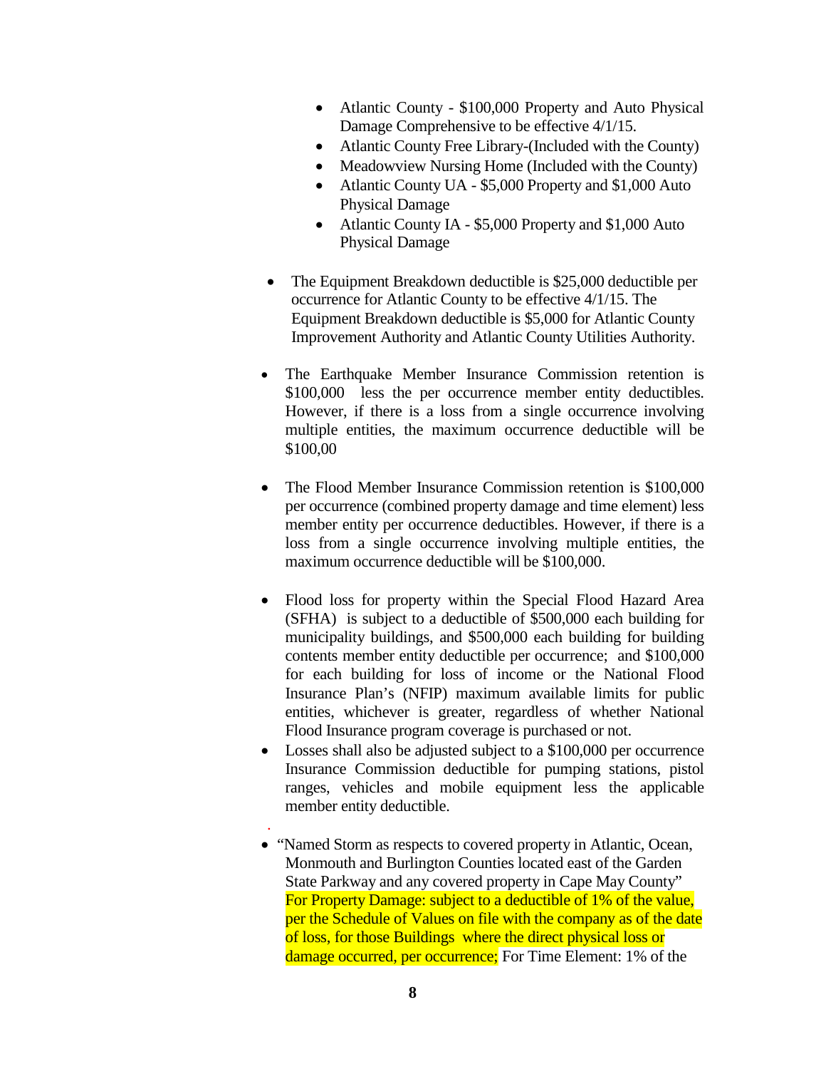- Atlantic County - $100,000 Property and Auto Physical Damage Comprehensive to be effective 4/1/15.
- Atlantic County Free Library-(Included with the County)
- Meadowview Nursing Home (Included with the County)
- Atlantic County UA - $5,000 Property and $1,000 Auto Physical Damage
- Atlantic County IA - $5,000 Property and $1,000 Auto Physical Damage

- The Equipment Breakdown deductible is $25,000 deductible per occurrence for Atlantic County to be effective 4/1/15. The Equipment Breakdown deductible is $5,000 for Atlantic County Improvement Authority and Atlantic County Utilities Authority.

- The Earthquake Member Insurance Commission retention is $100,000 less the per occurrence member entity deductibles. However, if there is a loss from a single occurrence involving multiple entities, the maximum occurrence deductible will be $100,00

- The Flood Member Insurance Commission retention is $100,000 per occurrence (combined property damage and time element) less member entity per occurrence deductibles. However, if there is a loss from a single occurrence involving multiple entities, the maximum occurrence deductible will be $100,000.

- Flood loss for property within the Special Flood Hazard Area (SFHA) is subject to a deductible of $500,000 each building for municipality buildings, and $500,000 each building for building contents member entity deductible per occurrence; and $100,000 for each building for loss of income or the National Flood Insurance Plan's (NFIP) maximum available limits for public entities, whichever is greater, regardless of whether National Flood Insurance program coverage is purchased or not.
- Losses shall also be adjusted subject to a $100,000 per occurrence Insurance Commission deductible for pumping stations, pistol ranges, vehicles and mobile equipment less the applicable member entity deductible.

- "Named Storm as respects to covered property in Atlantic, Ocean, Monmouth and Burlington Counties located east of the Garden State Parkway and any covered property in Cape May County" For Property Damage: subject to a deductible of 1% of the value, per the Schedule of Values on file with the company as of the date of loss, for those Buildings where the direct physical loss or damage occurred, per occurrence; For Time Element: 1% of the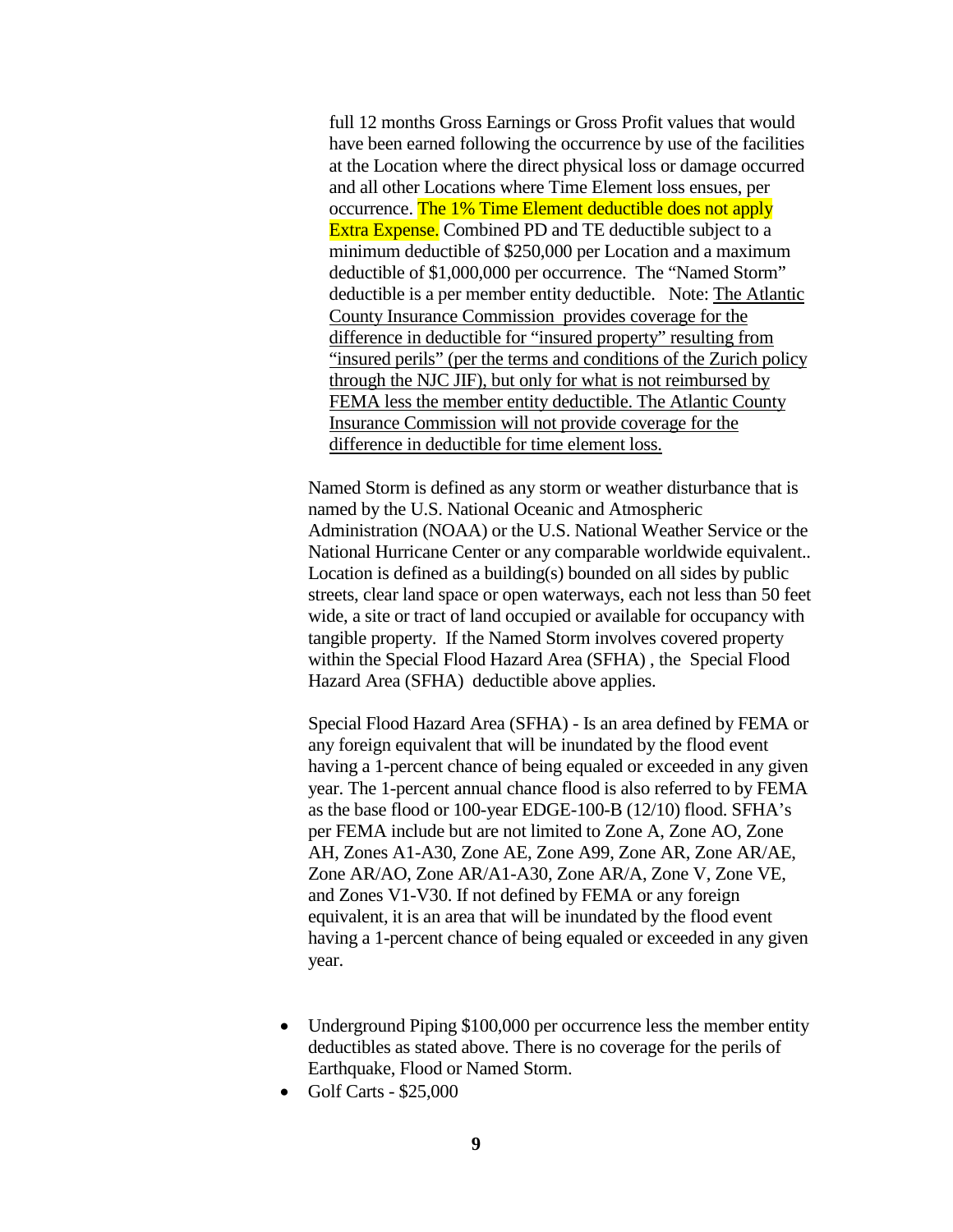full 12 months Gross Earnings or Gross Profit values that would have been earned following the occurrence by use of the facilities at the Location where the direct physical loss or damage occurred and all other Locations where Time Element loss ensues, per occurrence. The 1% Time Element deductible does not apply Extra Expense. Combined PD and TE deductible subject to a minimum deductible of $250,000 per Location and a maximum deductible of $1,000,000 per occurrence. The "Named Storm" deductible is a per member entity deductible. Note: <u>The Atlantic County Insurance Commission provides coverage for the difference in deductible for "insured property" resulting from "insured perils" (per the terms and conditions of the Zurich policy through the NJC JIF), but only for what is not reimbursed by FEMA less the member entity deductible. The Atlantic County Insurance Commission will not provide coverage for the difference in deductible for time element loss.</u>

Named Storm is defined as any storm or weather disturbance that is named by the U.S. National Oceanic and Atmospheric Administration (NOAA) or the U.S. National Weather Service or the National Hurricane Center or any comparable worldwide equivalent.. Location is defined as a building(s) bounded on all sides by public streets, clear land space or open waterways, each not less than 50 feet wide, a site or tract of land occupied or available for occupancy with tangible property. If the Named Storm involves covered property within the Special Flood Hazard Area (SFHA) , the Special Flood Hazard Area (SFHA) deductible above applies.

Special Flood Hazard Area (SFHA) - Is an area defined by FEMA or any foreign equivalent that will be inundated by the flood event having a 1-percent chance of being equaled or exceeded in any given year. The 1-percent annual chance flood is also referred to by FEMA as the base flood or 100-year EDGE-100-B (12/10) flood. SFHA's per FEMA include but are not limited to Zone A, Zone AO, Zone AH, Zones A1-A30, Zone AE, Zone A99, Zone AR, Zone AR/AE, Zone AR/AO, Zone AR/A1-A30, Zone AR/A, Zone V, Zone VE, and Zones V1-V30. If not defined by FEMA or any foreign equivalent, it is an area that will be inundated by the flood event having a 1-percent chance of being equaled or exceeded in any given year.

- Underground Piping $100,000 per occurrence less the member entity deductibles as stated above. There is no coverage for the perils of Earthquake, Flood or Named Storm.
- Golf Carts - $25,000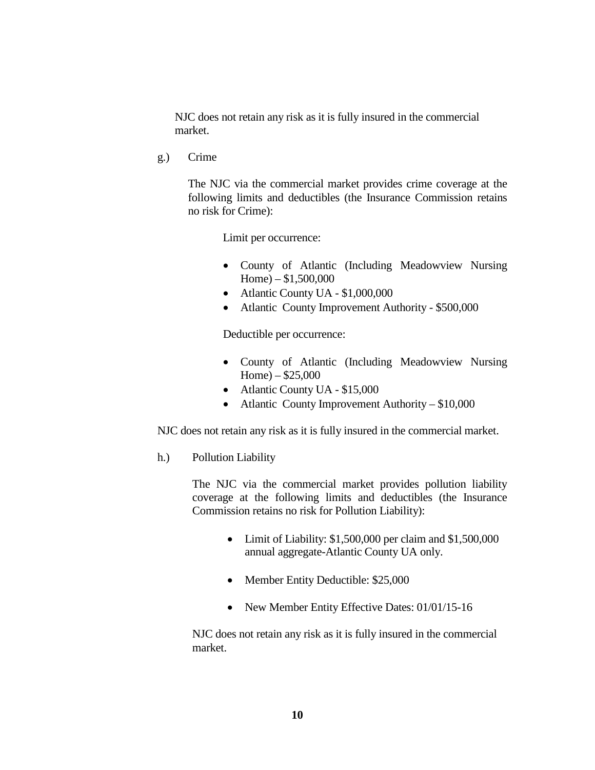NJC does not retain any risk as it is fully insured in the commercial market.

g.) Crime

The NJC via the commercial market provides crime coverage at the following limits and deductibles (the Insurance Commission retains no risk for Crime):

Limit per occurrence:

- County of Atlantic (Including Meadowview Nursing Home) – $1,500,000
- Atlantic County UA - $1,000,000
- Atlantic County Improvement Authority - $500,000

Deductible per occurrence:

- County of Atlantic (Including Meadowview Nursing Home) – $25,000
- Atlantic County UA - $15,000
- Atlantic County Improvement Authority – $10,000

NJC does not retain any risk as it is fully insured in the commercial market.

h.) Pollution Liability

The NJC via the commercial market provides pollution liability coverage at the following limits and deductibles (the Insurance Commission retains no risk for Pollution Liability):

- Limit of Liability: $1,500,000 per claim and $1,500,000 annual aggregate-Atlantic County UA only.
- Member Entity Deductible: $25,000
- New Member Entity Effective Dates: 01/01/15-16

NJC does not retain any risk as it is fully insured in the commercial market.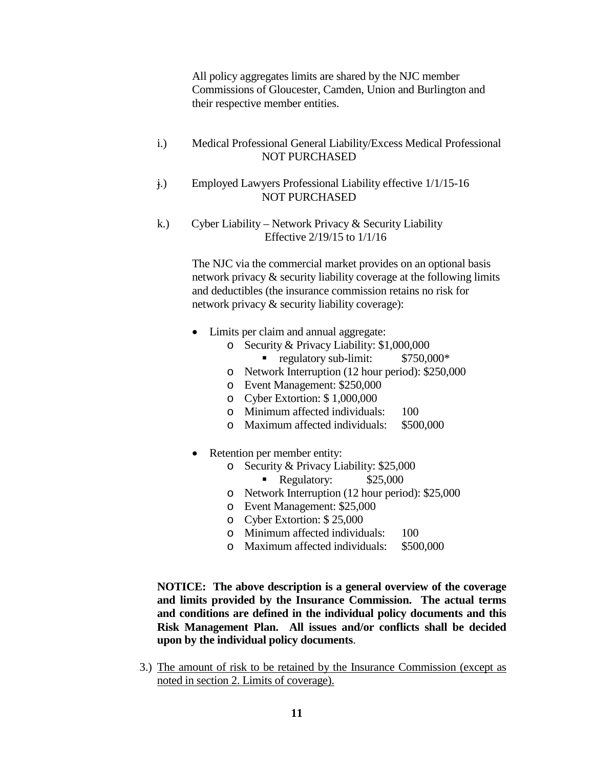All policy aggregates limits are shared by the NJC member Commissions of Gloucester, Camden, Union and Burlington and their respective member entities.

i.) Medical Professional General Liability/Excess Medical Professional
NOT PURCHASED

j.) Employed Lawyers Professional Liability effective 1/1/15-16
NOT PURCHASED

k.) Cyber Liability – Network Privacy & Security Liability
Effective 2/19/15 to 1/1/16

The NJC via the commercial market provides on an optional basis network privacy & security liability coverage at the following limits and deductibles (the insurance commission retains no risk for network privacy & security liability coverage):

- Limits per claim and annual aggregate:
  - Security & Privacy Liability: $1,000,000
    - regulatory sub-limit: $750,000*
  - Network Interruption (12 hour period): $250,000
  - Event Management: $250,000
  - Cyber Extortion: $ 1,000,000
  - Minimum affected individuals: 100
  - Maximum affected individuals: $500,000

- Retention per member entity:
  - Security & Privacy Liability: $25,000
    - Regulatory: $25,000
  - Network Interruption (12 hour period): $25,000
  - Event Management: $25,000
  - Cyber Extortion: $ 25,000
  - Minimum affected individuals: 100
  - Maximum affected individuals: $500,000

**NOTICE: The above description is a general overview of the coverage and limits provided by the Insurance Commission. The actual terms and conditions are defined in the individual policy documents and this Risk Management Plan. All issues and/or conflicts shall be decided upon by the individual policy documents**.

3.) <u>The amount of risk to be retained by the Insurance Commission (except as noted in section 2. Limits of coverage).</u>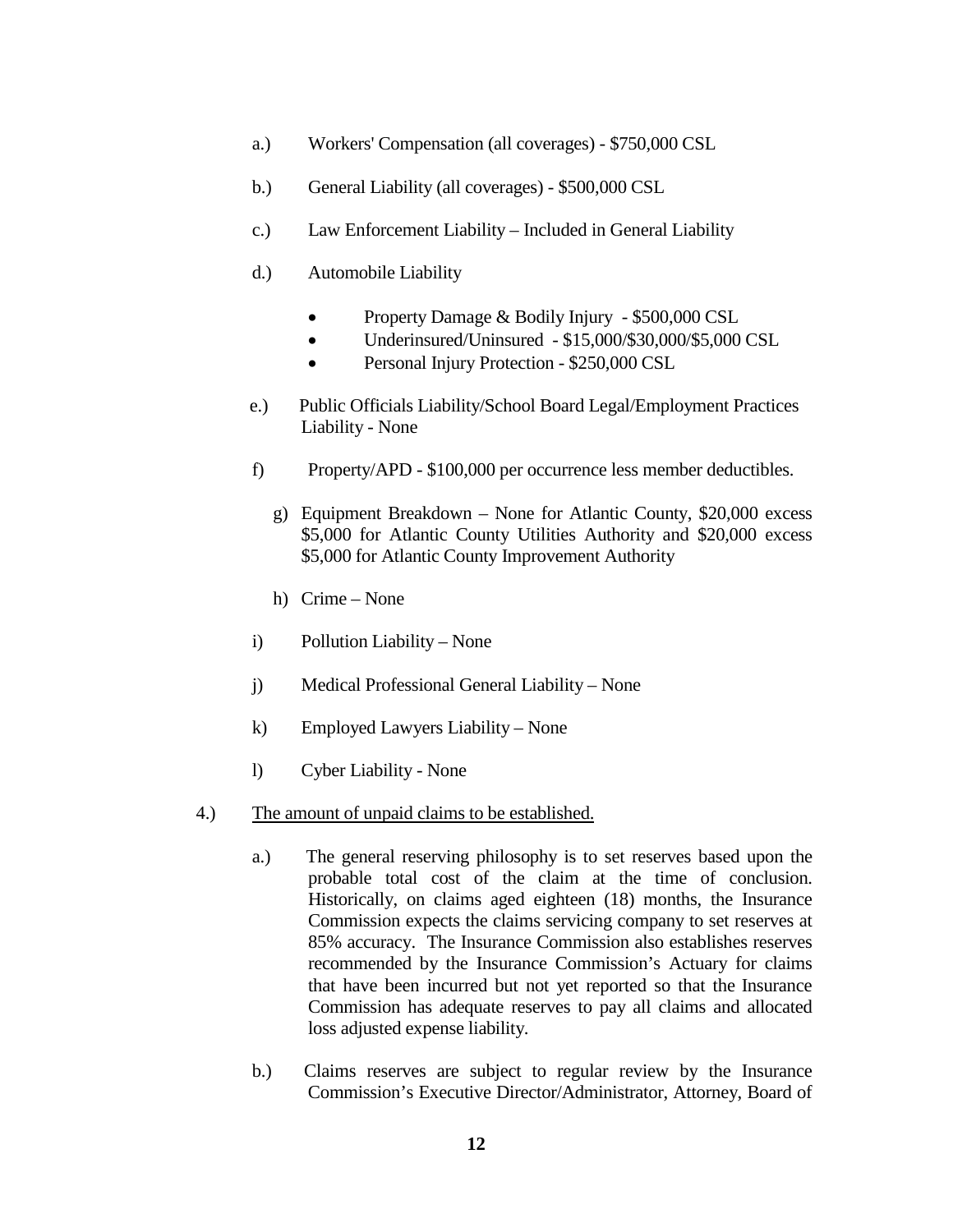a.) Workers' Compensation (all coverages) - $750,000 CSL

b.) General Liability (all coverages) - $500,000 CSL

c.) Law Enforcement Liability – Included in General Liability

d.) Automobile Liability

- Property Damage & Bodily Injury - $500,000 CSL
- Underinsured/Uninsured - $15,000/$30,000/$5,000 CSL
- Personal Injury Protection - $250,000 CSL

e.) Public Officials Liability/School Board Legal/Employment Practices Liability - None

f) Property/APD - $100,000 per occurrence less member deductibles.

g) Equipment Breakdown – None for Atlantic County, $20,000 excess $5,000 for Atlantic County Utilities Authority and $20,000 excess $5,000 for Atlantic County Improvement Authority

h) Crime – None

i) Pollution Liability – None

j) Medical Professional General Liability – None

k) Employed Lawyers Liability – None

l) Cyber Liability - None

4.) <u>The amount of unpaid claims to be established.</u>

a.) The general reserving philosophy is to set reserves based upon the probable total cost of the claim at the time of conclusion. Historically, on claims aged eighteen (18) months, the Insurance Commission expects the claims servicing company to set reserves at 85% accuracy. The Insurance Commission also establishes reserves recommended by the Insurance Commission's Actuary for claims that have been incurred but not yet reported so that the Insurance Commission has adequate reserves to pay all claims and allocated loss adjusted expense liability.

b.) Claims reserves are subject to regular review by the Insurance Commission's Executive Director/Administrator, Attorney, Board of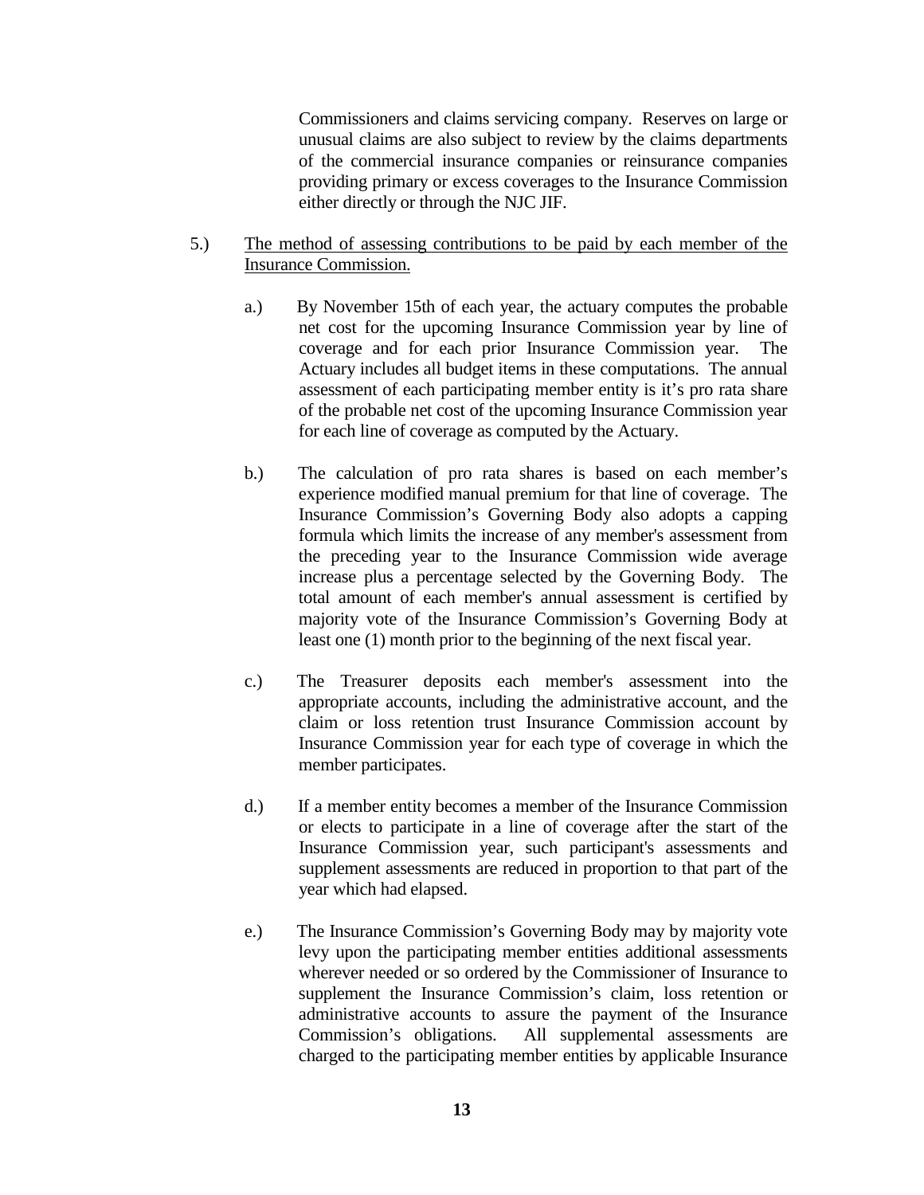Commissioners and claims servicing company. Reserves on large or unusual claims are also subject to review by the claims departments of the commercial insurance companies or reinsurance companies providing primary or excess coverages to the Insurance Commission either directly or through the NJC JIF.

5.) <u>The method of assessing contributions to be paid by each member of the Insurance Commission.</u>

a.) By November 15th of each year, the actuary computes the probable net cost for the upcoming Insurance Commission year by line of coverage and for each prior Insurance Commission year. The Actuary includes all budget items in these computations. The annual assessment of each participating member entity is it's pro rata share of the probable net cost of the upcoming Insurance Commission year for each line of coverage as computed by the Actuary.

b.) The calculation of pro rata shares is based on each member's experience modified manual premium for that line of coverage. The Insurance Commission's Governing Body also adopts a capping formula which limits the increase of any member's assessment from the preceding year to the Insurance Commission wide average increase plus a percentage selected by the Governing Body. The total amount of each member's annual assessment is certified by majority vote of the Insurance Commission's Governing Body at least one (1) month prior to the beginning of the next fiscal year.

c.) The Treasurer deposits each member's assessment into the appropriate accounts, including the administrative account, and the claim or loss retention trust Insurance Commission account by Insurance Commission year for each type of coverage in which the member participates.

d.) If a member entity becomes a member of the Insurance Commission or elects to participate in a line of coverage after the start of the Insurance Commission year, such participant's assessments and supplement assessments are reduced in proportion to that part of the year which had elapsed.

e.) The Insurance Commission's Governing Body may by majority vote levy upon the participating member entities additional assessments wherever needed or so ordered by the Commissioner of Insurance to supplement the Insurance Commission's claim, loss retention or administrative accounts to assure the payment of the Insurance Commission's obligations. All supplemental assessments are charged to the participating member entities by applicable Insurance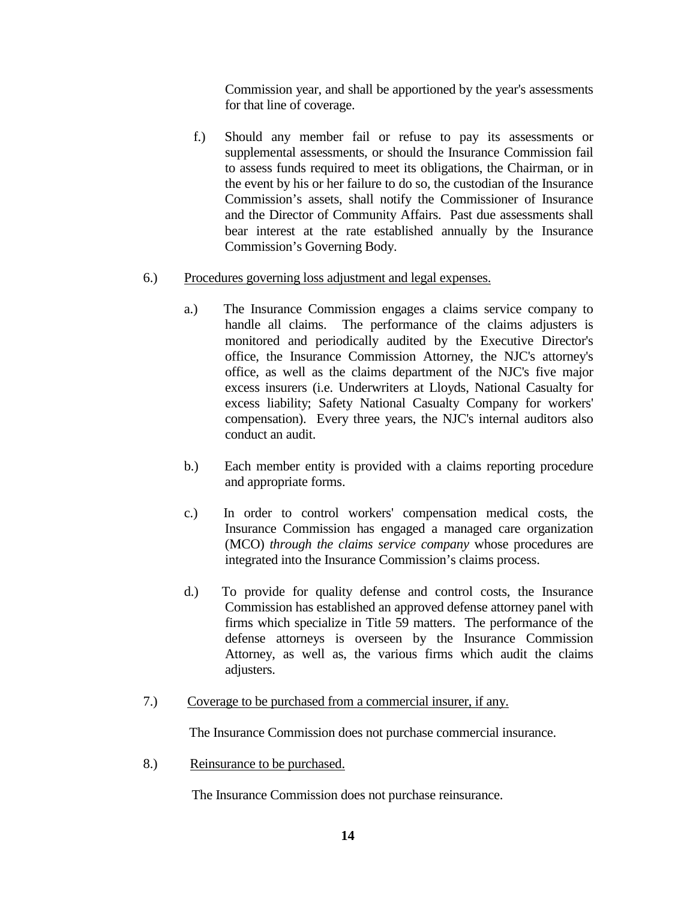Commission year, and shall be apportioned by the year's assessments for that line of coverage.

f.) Should any member fail or refuse to pay its assessments or supplemental assessments, or should the Insurance Commission fail to assess funds required to meet its obligations, the Chairman, or in the event by his or her failure to do so, the custodian of the Insurance Commission's assets, shall notify the Commissioner of Insurance and the Director of Community Affairs. Past due assessments shall bear interest at the rate established annually by the Insurance Commission's Governing Body.

6.) <u>Procedures governing loss adjustment and legal expenses.</u>

a.) The Insurance Commission engages a claims service company to handle all claims. The performance of the claims adjusters is monitored and periodically audited by the Executive Director's office, the Insurance Commission Attorney, the NJC's attorney's office, as well as the claims department of the NJC's five major excess insurers (i.e. Underwriters at Lloyds, National Casualty for excess liability; Safety National Casualty Company for workers' compensation). Every three years, the NJC's internal auditors also conduct an audit.

b.) Each member entity is provided with a claims reporting procedure and appropriate forms.

c.) In order to control workers' compensation medical costs, the Insurance Commission has engaged a managed care organization (MCO) *through the claims service company* whose procedures are integrated into the Insurance Commission's claims process.

d.) To provide for quality defense and control costs, the Insurance Commission has established an approved defense attorney panel with firms which specialize in Title 59 matters. The performance of the defense attorneys is overseen by the Insurance Commission Attorney, as well as, the various firms which audit the claims adjusters.

7.) <u>Coverage to be purchased from a commercial insurer, if any.</u>

The Insurance Commission does not purchase commercial insurance.

8.) <u>Reinsurance to be purchased.</u>

The Insurance Commission does not purchase reinsurance.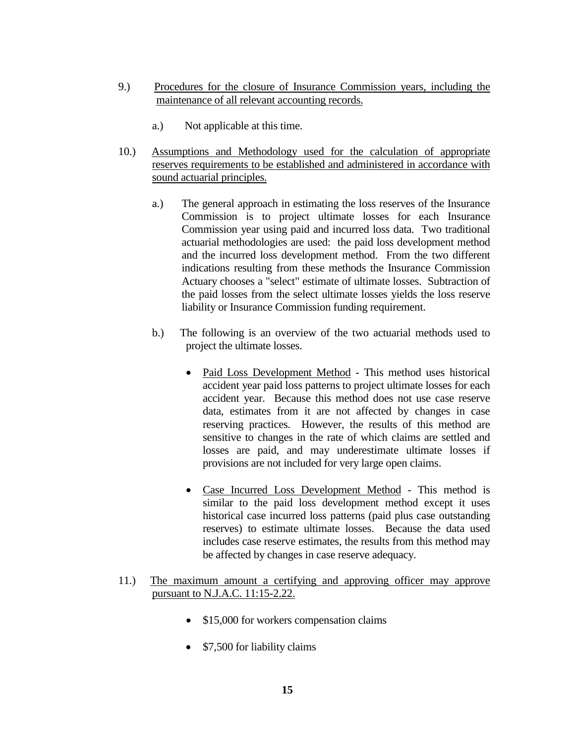9.) <u>Procedures for the closure of Insurance Commission years, including the maintenance of all relevant accounting records.</u>

   a.) Not applicable at this time.

10.) <u>Assumptions and Methodology used for the calculation of appropriate reserves requirements to be established and administered in accordance with sound actuarial principles.</u>

   a.) The general approach in estimating the loss reserves of the Insurance Commission is to project ultimate losses for each Insurance Commission year using paid and incurred loss data. Two traditional actuarial methodologies are used: the paid loss development method and the incurred loss development method. From the two different indications resulting from these methods the Insurance Commission Actuary chooses a "select" estimate of ultimate losses. Subtraction of the paid losses from the select ultimate losses yields the loss reserve liability or Insurance Commission funding requirement.

   b.) The following is an overview of the two actuarial methods used to project the ultimate losses.

   - <u>Paid Loss Development Method</u> - This method uses historical accident year paid loss patterns to project ultimate losses for each accident year. Because this method does not use case reserve data, estimates from it are not affected by changes in case reserving practices. However, the results of this method are sensitive to changes in the rate of which claims are settled and losses are paid, and may underestimate ultimate losses if provisions are not included for very large open claims.

   - <u>Case Incurred Loss Development Method</u> - This method is similar to the paid loss development method except it uses historical case incurred loss patterns (paid plus case outstanding reserves) to estimate ultimate losses. Because the data used includes case reserve estimates, the results from this method may be affected by changes in case reserve adequacy.

11.) <u>The maximum amount a certifying and approving officer may approve pursuant to N.J.A.C. 11:15-2.22.</u>

   - $15,000 for workers compensation claims

   - $7,500 for liability claims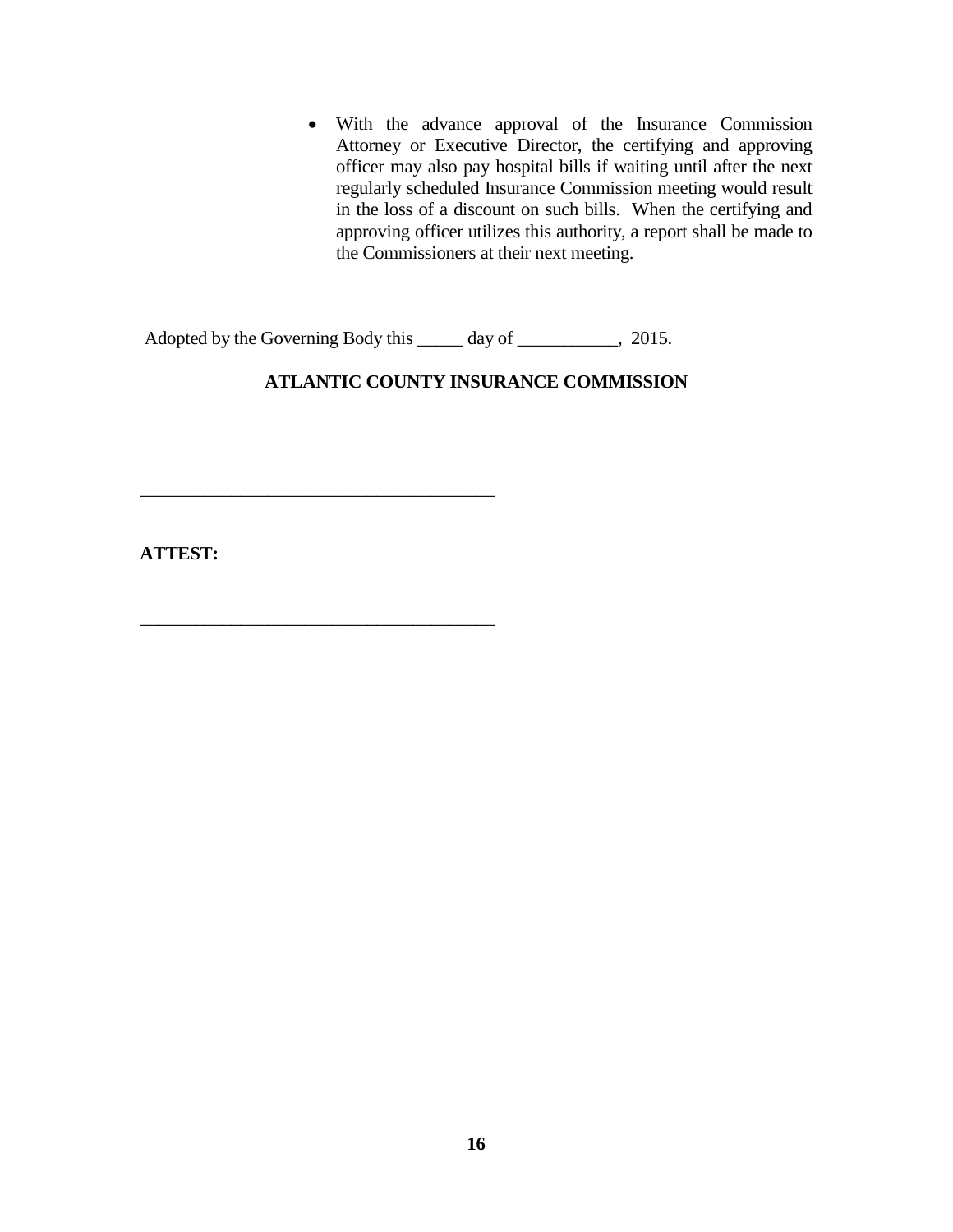- With the advance approval of the Insurance Commission Attorney or Executive Director, the certifying and approving officer may also pay hospital bills if waiting until after the next regularly scheduled Insurance Commission meeting would result in the loss of a discount on such bills. When the certifying and approving officer utilizes this authority, a report shall be made to the Commissioners at their next meeting.

Adopted by the Governing Body this _____ day of ___________, 2015.

**ATLANTIC COUNTY INSURANCE COMMISSION**

______________________________________

**ATTEST:**

______________________________________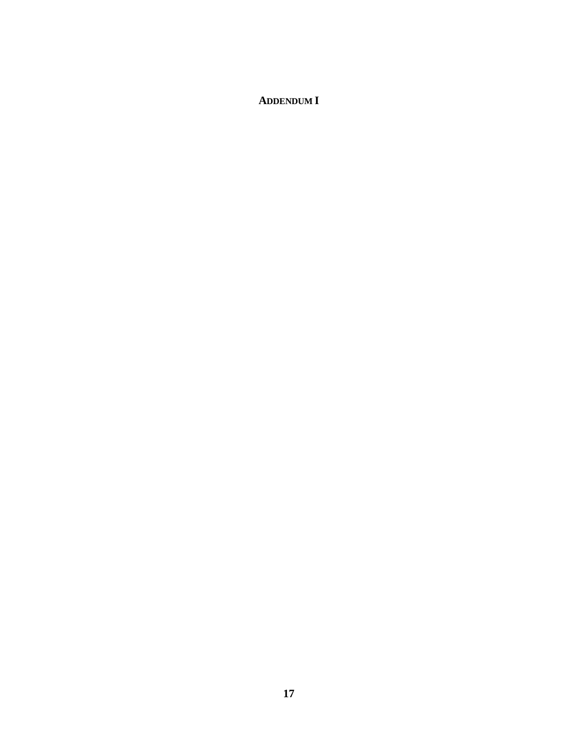**ADDENDUM I**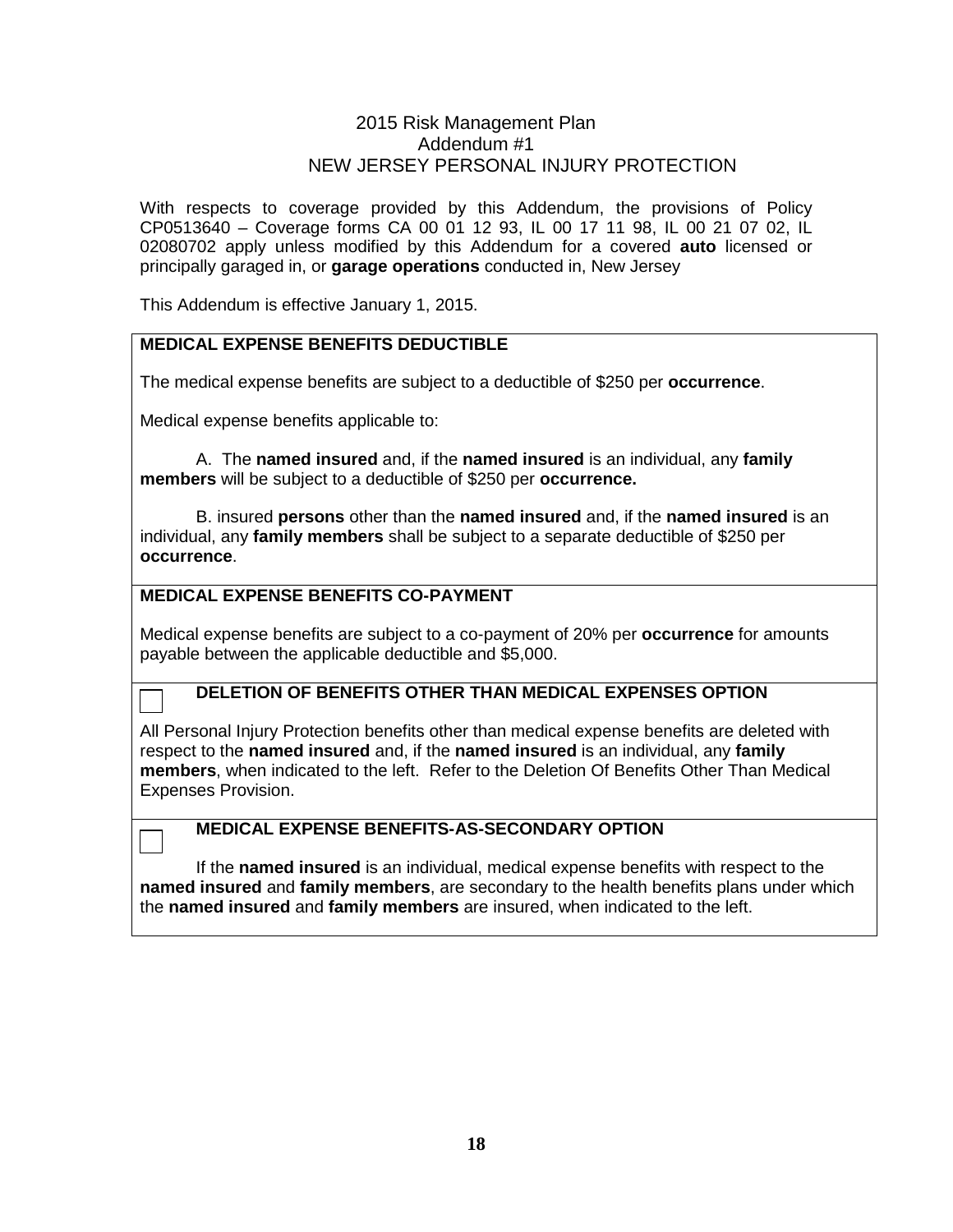# 2015 Risk Management Plan
## Addendum #1
## NEW JERSEY PERSONAL INJURY PROTECTION

With respects to coverage provided by this Addendum, the provisions of Policy CP0513640 – Coverage forms CA 00 01 12 93, IL 00 17 11 98, IL 00 21 07 02, IL 02080702 apply unless modified by this Addendum for a covered **auto** licensed or principally garaged in, or **garage operations** conducted in, New Jersey

This Addendum is effective January 1, 2015.

**MEDICAL EXPENSE BENEFITS DEDUCTIBLE**

The medical expense benefits are subject to a deductible of $250 per **occurrence**.

Medical expense benefits applicable to:

A. The **named insured** and, if the **named insured** is an individual, any **family members** will be subject to a deductible of $250 per **occurrence.**

B. insured **persons** other than the **named insured** and, if the **named insured** is an individual, any **family members** shall be subject to a separate deductible of $250 per **occurrence**.

**MEDICAL EXPENSE BENEFITS CO-PAYMENT**

Medical expense benefits are subject to a co-payment of 20% per **occurrence** for amounts payable between the applicable deductible and $5,000.

☐ **DELETION OF BENEFITS OTHER THAN MEDICAL EXPENSES OPTION**

All Personal Injury Protection benefits other than medical expense benefits are deleted with respect to the **named insured** and, if the **named insured** is an individual, any **family members**, when indicated to the left. Refer to the Deletion Of Benefits Other Than Medical Expenses Provision.

☐ **MEDICAL EXPENSE BENEFITS-AS-SECONDARY OPTION**

If the **named insured** is an individual, medical expense benefits with respect to the **named insured** and **family members**, are secondary to the health benefits plans under which the **named insured** and **family members** are insured, when indicated to the left.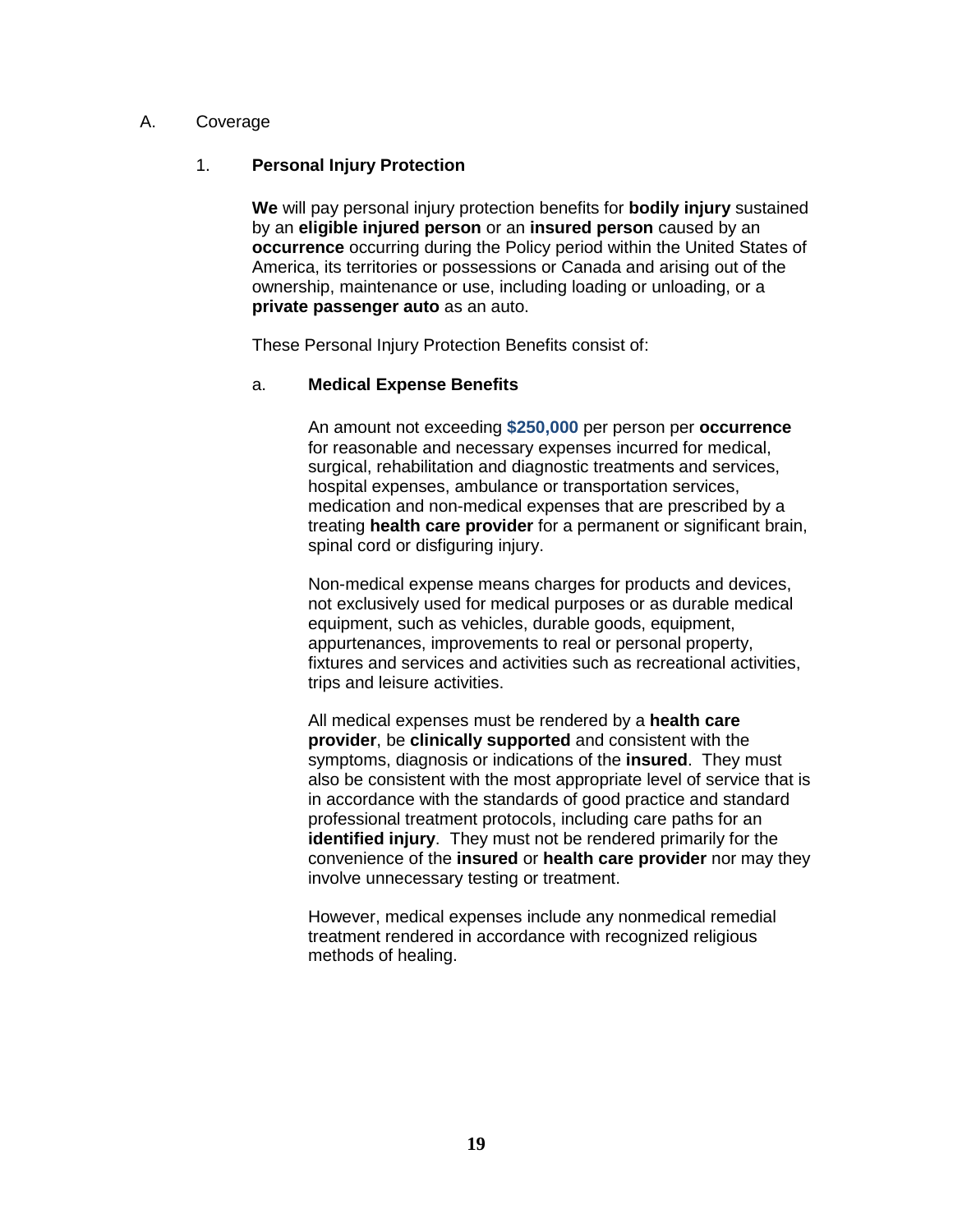A. Coverage

1. **Personal Injury Protection**

**We** will pay personal injury protection benefits for **bodily injury** sustained by an **eligible injured person** or an **insured person** caused by an **occurrence** occurring during the Policy period within the United States of America, its territories or possessions or Canada and arising out of the ownership, maintenance or use, including loading or unloading, or a **private passenger auto** as an auto.

These Personal Injury Protection Benefits consist of:

a. **Medical Expense Benefits**

An amount not exceeding **$250,000** per person per **occurrence** for reasonable and necessary expenses incurred for medical, surgical, rehabilitation and diagnostic treatments and services, hospital expenses, ambulance or transportation services, medication and non-medical expenses that are prescribed by a treating **health care provider** for a permanent or significant brain, spinal cord or disfiguring injury.

Non-medical expense means charges for products and devices, not exclusively used for medical purposes or as durable medical equipment, such as vehicles, durable goods, equipment, appurtenances, improvements to real or personal property, fixtures and services and activities such as recreational activities, trips and leisure activities.

All medical expenses must be rendered by a **health care provider**, be **clinically supported** and consistent with the symptoms, diagnosis or indications of the **insured**. They must also be consistent with the most appropriate level of service that is in accordance with the standards of good practice and standard professional treatment protocols, including care paths for an **identified injury**. They must not be rendered primarily for the convenience of the **insured** or **health care provider** nor may they involve unnecessary testing or treatment.

However, medical expenses include any nonmedical remedial treatment rendered in accordance with recognized religious methods of healing.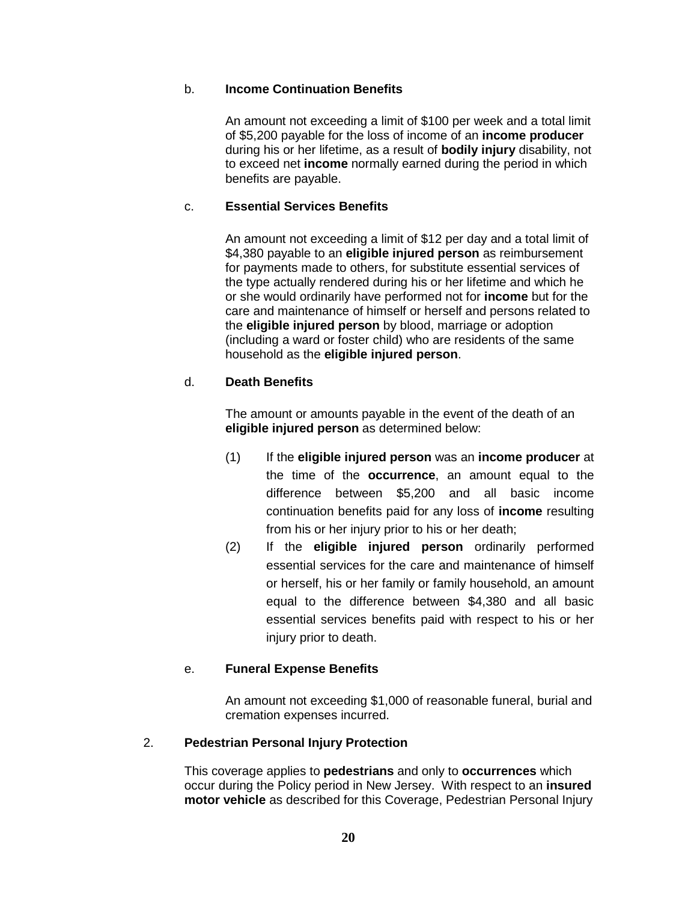b. **Income Continuation Benefits**

An amount not exceeding a limit of $100 per week and a total limit of $5,200 payable for the loss of income of an **income producer** during his or her lifetime, as a result of **bodily injury** disability, not to exceed net **income** normally earned during the period in which benefits are payable.

c. **Essential Services Benefits**

An amount not exceeding a limit of $12 per day and a total limit of $4,380 payable to an **eligible injured person** as reimbursement for payments made to others, for substitute essential services of the type actually rendered during his or her lifetime and which he or she would ordinarily have performed not for **income** but for the care and maintenance of himself or herself and persons related to the **eligible injured person** by blood, marriage or adoption (including a ward or foster child) who are residents of the same household as the **eligible injured person**.

d. **Death Benefits**

The amount or amounts payable in the event of the death of an **eligible injured person** as determined below:

(1) If the **eligible injured person** was an **income producer** at the time of the **occurrence**, an amount equal to the difference between $5,200 and all basic income continuation benefits paid for any loss of **income** resulting from his or her injury prior to his or her death;

(2) If the **eligible injured person** ordinarily performed essential services for the care and maintenance of himself or herself, his or her family or family household, an amount equal to the difference between $4,380 and all basic essential services benefits paid with respect to his or her injury prior to death.

e. **Funeral Expense Benefits**

An amount not exceeding $1,000 of reasonable funeral, burial and cremation expenses incurred.

2. **Pedestrian Personal Injury Protection**

This coverage applies to **pedestrians** and only to **occurrences** which occur during the Policy period in New Jersey. With respect to an **insured motor vehicle** as described for this Coverage, Pedestrian Personal Injury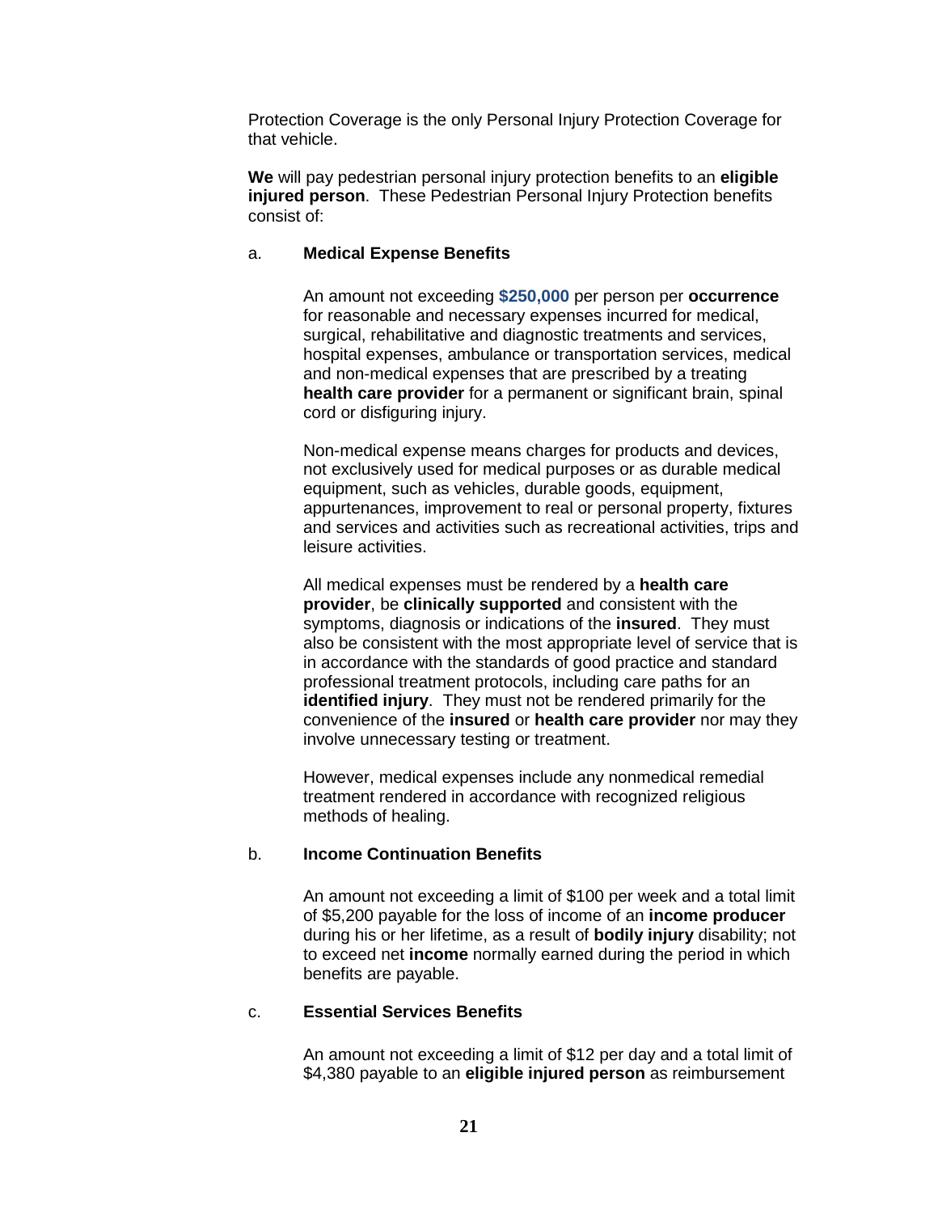Protection Coverage is the only Personal Injury Protection Coverage for that vehicle.

**We** will pay pedestrian personal injury protection benefits to an **eligible injured person**. These Pedestrian Personal Injury Protection benefits consist of:

a. **Medical Expense Benefits**

An amount not exceeding **$250,000** per person per **occurrence** for reasonable and necessary expenses incurred for medical, surgical, rehabilitative and diagnostic treatments and services, hospital expenses, ambulance or transportation services, medical and non-medical expenses that are prescribed by a treating **health care provider** for a permanent or significant brain, spinal cord or disfiguring injury.

Non-medical expense means charges for products and devices, not exclusively used for medical purposes or as durable medical equipment, such as vehicles, durable goods, equipment, appurtenances, improvement to real or personal property, fixtures and services and activities such as recreational activities, trips and leisure activities.

All medical expenses must be rendered by a **health care provider**, be **clinically supported** and consistent with the symptoms, diagnosis or indications of the **insured**. They must also be consistent with the most appropriate level of service that is in accordance with the standards of good practice and standard professional treatment protocols, including care paths for an **identified injury**. They must not be rendered primarily for the convenience of the **insured** or **health care provider** nor may they involve unnecessary testing or treatment.

However, medical expenses include any nonmedical remedial treatment rendered in accordance with recognized religious methods of healing.

b. **Income Continuation Benefits**

An amount not exceeding a limit of $100 per week and a total limit of $5,200 payable for the loss of income of an **income producer** during his or her lifetime, as a result of **bodily injury** disability; not to exceed net **income** normally earned during the period in which benefits are payable.

c. **Essential Services Benefits**

An amount not exceeding a limit of $12 per day and a total limit of $4,380 payable to an **eligible injured person** as reimbursement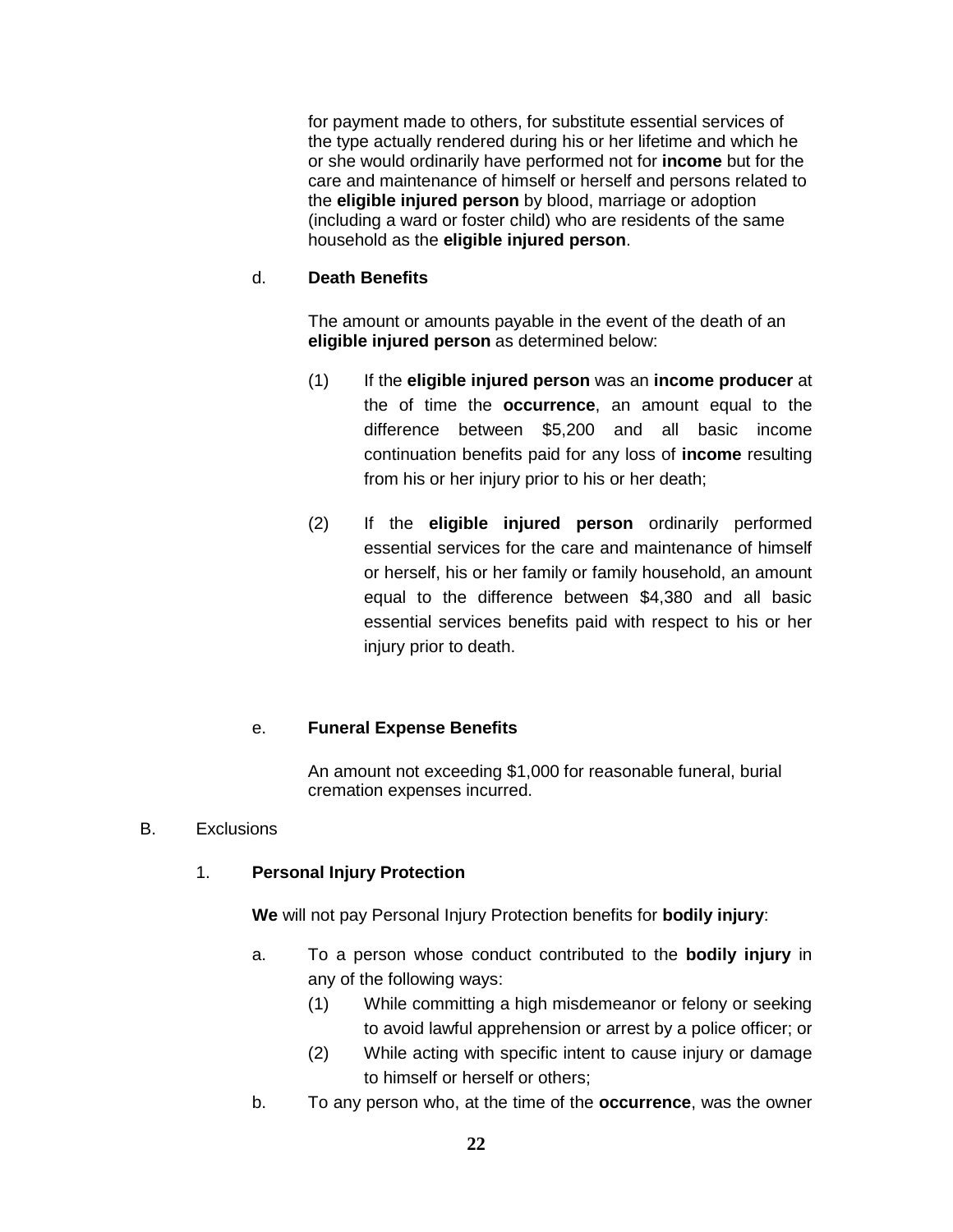for payment made to others, for substitute essential services of the type actually rendered during his or her lifetime and which he or she would ordinarily have performed not for **income** but for the care and maintenance of himself or herself and persons related to the **eligible injured person** by blood, marriage or adoption (including a ward or foster child) who are residents of the same household as the **eligible injured person**.

d. **Death Benefits**

The amount or amounts payable in the event of the death of an **eligible injured person** as determined below:

(1) If the **eligible injured person** was an **income producer** at the of time the **occurrence**, an amount equal to the difference between $5,200 and all basic income continuation benefits paid for any loss of **income** resulting from his or her injury prior to his or her death;

(2) If the **eligible injured person** ordinarily performed essential services for the care and maintenance of himself or herself, his or her family or family household, an amount equal to the difference between $4,380 and all basic essential services benefits paid with respect to his or her injury prior to death.

e. **Funeral Expense Benefits**

An amount not exceeding $1,000 for reasonable funeral, burial cremation expenses incurred.

B. Exclusions

1. **Personal Injury Protection**

**We** will not pay Personal Injury Protection benefits for **bodily injury**:

a. To a person whose conduct contributed to the **bodily injury** in any of the following ways:
   (1) While committing a high misdemeanor or felony or seeking to avoid lawful apprehension or arrest by a police officer; or
   (2) While acting with specific intent to cause injury or damage to himself or herself or others;

b. To any person who, at the time of the **occurrence**, was the owner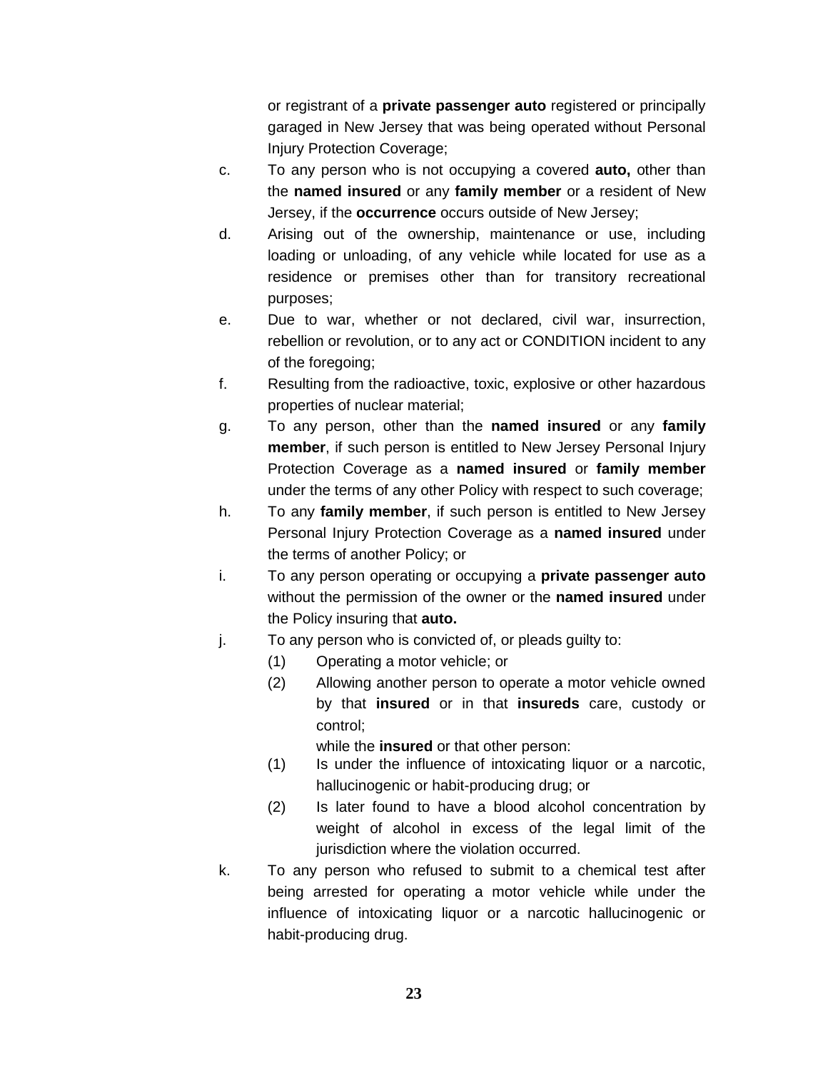or registrant of a **private passenger auto** registered or principally garaged in New Jersey that was being operated without Personal Injury Protection Coverage;

c. To any person who is not occupying a covered **auto,** other than the **named insured** or any **family member** or a resident of New Jersey, if the **occurrence** occurs outside of New Jersey;

d. Arising out of the ownership, maintenance or use, including loading or unloading, of any vehicle while located for use as a residence or premises other than for transitory recreational purposes;

e. Due to war, whether or not declared, civil war, insurrection, rebellion or revolution, or to any act or CONDITION incident to any of the foregoing;

f. Resulting from the radioactive, toxic, explosive or other hazardous properties of nuclear material;

g. To any person, other than the **named insured** or any **family member**, if such person is entitled to New Jersey Personal Injury Protection Coverage as a **named insured** or **family member** under the terms of any other Policy with respect to such coverage;

h. To any **family member**, if such person is entitled to New Jersey Personal Injury Protection Coverage as a **named insured** under the terms of another Policy; or

i. To any person operating or occupying a **private passenger auto** without the permission of the owner or the **named insured** under the Policy insuring that **auto.**

j. To any person who is convicted of, or pleads guilty to:

   (1) Operating a motor vehicle; or

   (2) Allowing another person to operate a motor vehicle owned by that **insured** or in that **insureds** care, custody or control;

   while the **insured** or that other person:

   (1) Is under the influence of intoxicating liquor or a narcotic, hallucinogenic or habit-producing drug; or

   (2) Is later found to have a blood alcohol concentration by weight of alcohol in excess of the legal limit of the jurisdiction where the violation occurred.

k. To any person who refused to submit to a chemical test after being arrested for operating a motor vehicle while under the influence of intoxicating liquor or a narcotic hallucinogenic or habit-producing drug.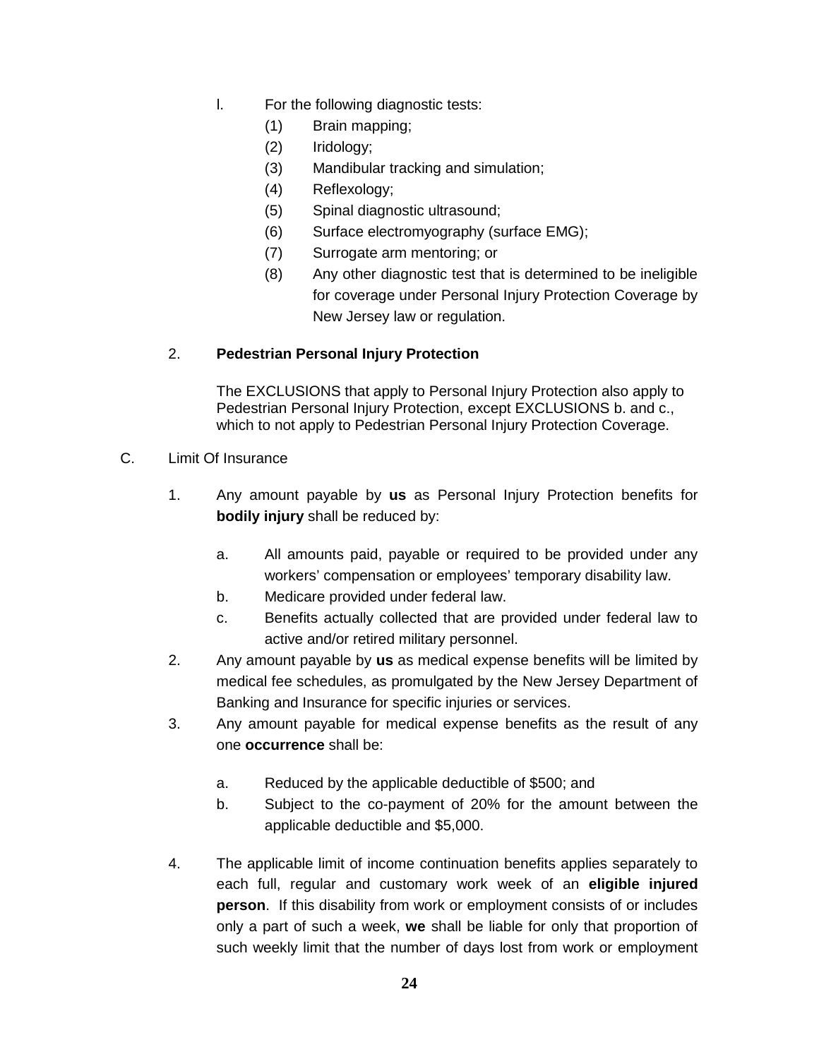l. For the following diagnostic tests:
   (1) Brain mapping;
   (2) Iridology;
   (3) Mandibular tracking and simulation;
   (4) Reflexology;
   (5) Spinal diagnostic ultrasound;
   (6) Surface electromyography (surface EMG);
   (7) Surrogate arm mentoring; or
   (8) Any other diagnostic test that is determined to be ineligible for coverage under Personal Injury Protection Coverage by New Jersey law or regulation.

2. **Pedestrian Personal Injury Protection**

   The EXCLUSIONS that apply to Personal Injury Protection also apply to Pedestrian Personal Injury Protection, except EXCLUSIONS b. and c., which to not apply to Pedestrian Personal Injury Protection Coverage.

C. Limit Of Insurance

1. Any amount payable by **us** as Personal Injury Protection benefits for **bodily injury** shall be reduced by:

   a. All amounts paid, payable or required to be provided under any workers' compensation or employees' temporary disability law.
   b. Medicare provided under federal law.
   c. Benefits actually collected that are provided under federal law to active and/or retired military personnel.

2. Any amount payable by **us** as medical expense benefits will be limited by medical fee schedules, as promulgated by the New Jersey Department of Banking and Insurance for specific injuries or services.

3. Any amount payable for medical expense benefits as the result of any one **occurrence** shall be:

   a. Reduced by the applicable deductible of $500; and
   b. Subject to the co-payment of 20% for the amount between the applicable deductible and $5,000.

4. The applicable limit of income continuation benefits applies separately to each full, regular and customary work week of an **eligible injured person**. If this disability from work or employment consists of or includes only a part of such a week, **we** shall be liable for only that proportion of such weekly limit that the number of days lost from work or employment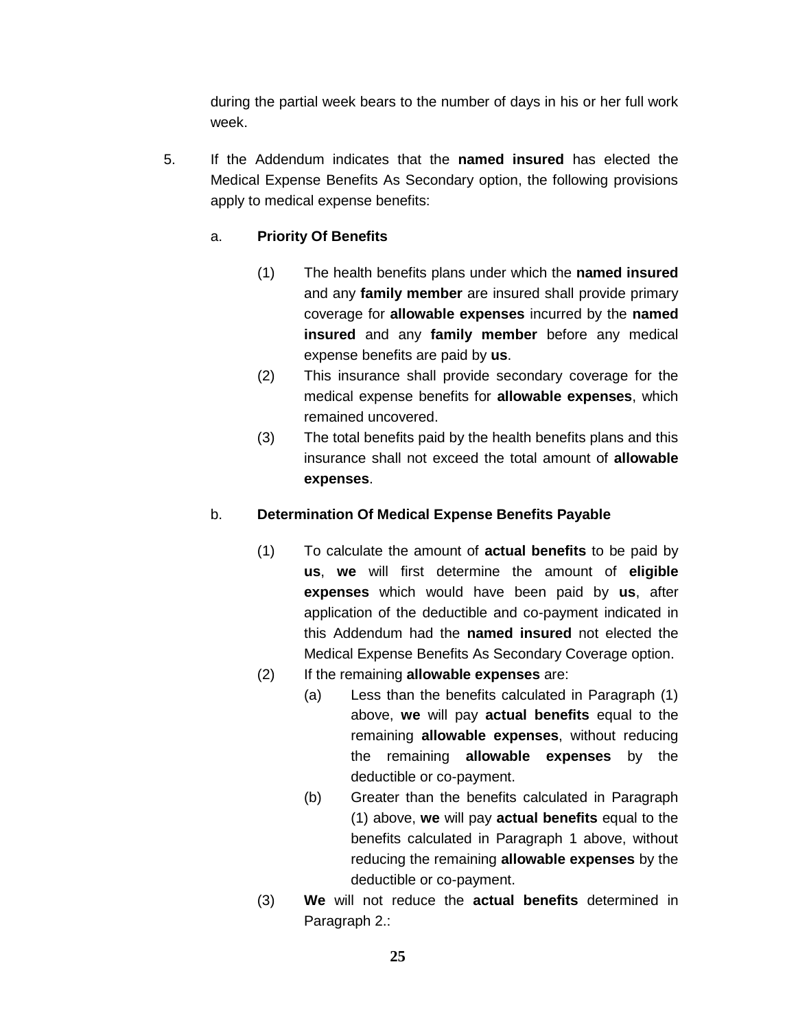during the partial week bears to the number of days in his or her full work week.

5. If the Addendum indicates that the **named insured** has elected the Medical Expense Benefits As Secondary option, the following provisions apply to medical expense benefits:

   a. **Priority Of Benefits**

      (1) The health benefits plans under which the **named insured** and any **family member** are insured shall provide primary coverage for **allowable expenses** incurred by the **named insured** and any **family member** before any medical expense benefits are paid by **us**.

      (2) This insurance shall provide secondary coverage for the medical expense benefits for **allowable expenses**, which remained uncovered.

      (3) The total benefits paid by the health benefits plans and this insurance shall not exceed the total amount of **allowable expenses**.

   b. **Determination Of Medical Expense Benefits Payable**

      (1) To calculate the amount of **actual benefits** to be paid by **us**, **we** will first determine the amount of **eligible expenses** which would have been paid by **us**, after application of the deductible and co-payment indicated in this Addendum had the **named insured** not elected the Medical Expense Benefits As Secondary Coverage option.

      (2) If the remaining **allowable expenses** are:

         (a) Less than the benefits calculated in Paragraph (1) above, **we** will pay **actual benefits** equal to the remaining **allowable expenses**, without reducing the remaining **allowable expenses** by the deductible or co-payment.

         (b) Greater than the benefits calculated in Paragraph (1) above, **we** will pay **actual benefits** equal to the benefits calculated in Paragraph 1 above, without reducing the remaining **allowable expenses** by the deductible or co-payment.

      (3) **We** will not reduce the **actual benefits** determined in Paragraph 2.: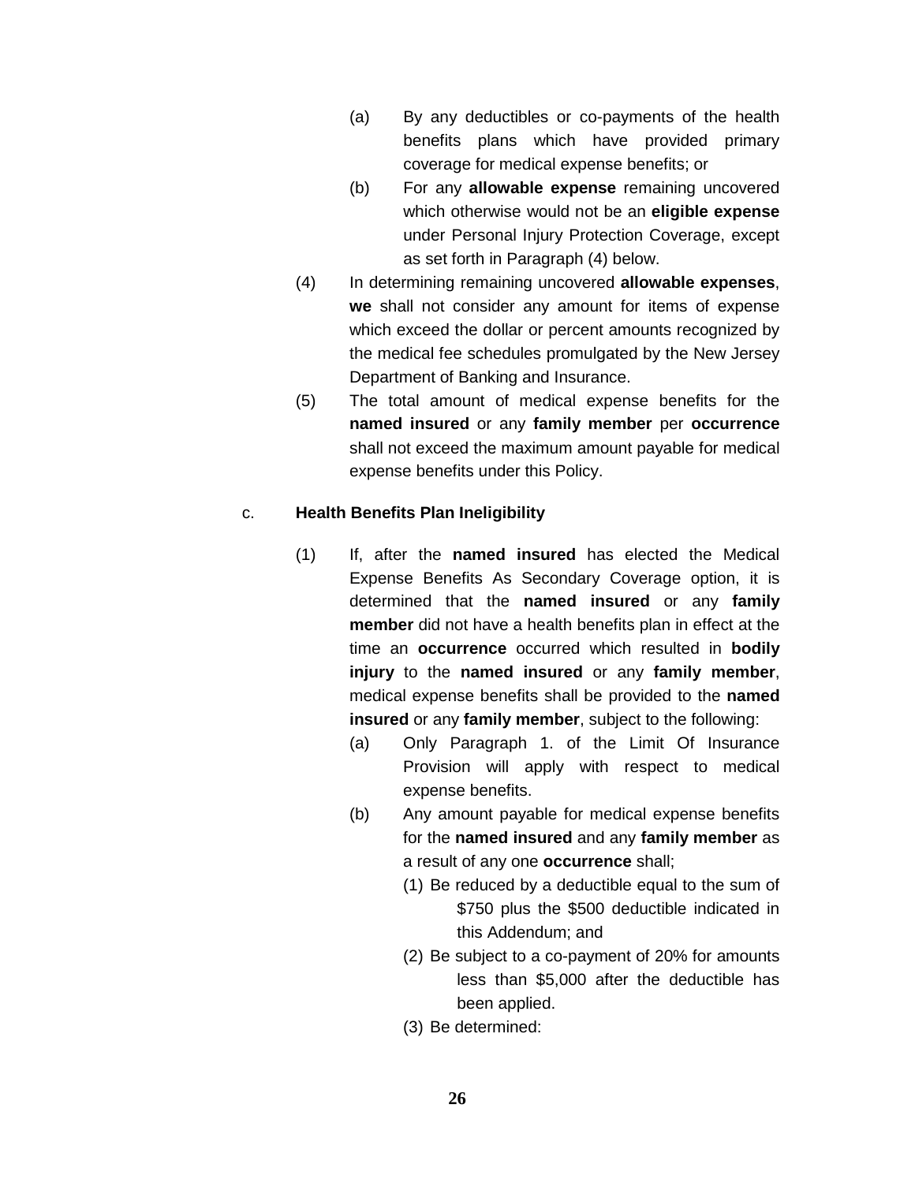(a) By any deductibles or co-payments of the health benefits plans which have provided primary coverage for medical expense benefits; or

(b) For any **allowable expense** remaining uncovered which otherwise would not be an **eligible expense** under Personal Injury Protection Coverage, except as set forth in Paragraph (4) below.

(4) In determining remaining uncovered **allowable expenses**, **we** shall not consider any amount for items of expense which exceed the dollar or percent amounts recognized by the medical fee schedules promulgated by the New Jersey Department of Banking and Insurance.

(5) The total amount of medical expense benefits for the **named insured** or any **family member** per **occurrence** shall not exceed the maximum amount payable for medical expense benefits under this Policy.

c. **Health Benefits Plan Ineligibility**

(1) If, after the **named insured** has elected the Medical Expense Benefits As Secondary Coverage option, it is determined that the **named insured** or any **family member** did not have a health benefits plan in effect at the time an **occurrence** occurred which resulted in **bodily injury** to the **named insured** or any **family member**, medical expense benefits shall be provided to the **named insured** or any **family member**, subject to the following:

(a) Only Paragraph 1. of the Limit Of Insurance Provision will apply with respect to medical expense benefits.

(b) Any amount payable for medical expense benefits for the **named insured** and any **family member** as a result of any one **occurrence** shall;

(1) Be reduced by a deductible equal to the sum of $750 plus the $500 deductible indicated in this Addendum; and

(2) Be subject to a co-payment of 20% for amounts less than $5,000 after the deductible has been applied.

(3) Be determined: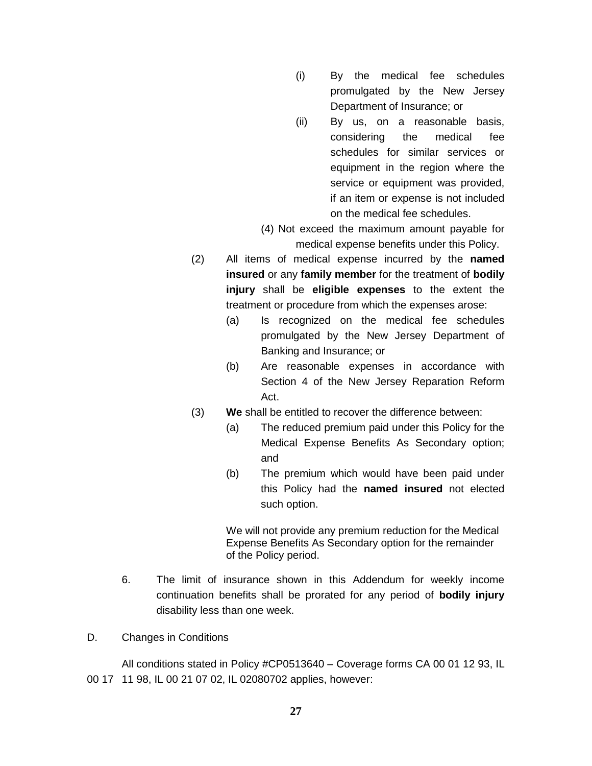(i) By the medical fee schedules promulgated by the New Jersey Department of Insurance; or

(ii) By us, on a reasonable basis, considering the medical fee schedules for similar services or equipment in the region where the service or equipment was provided, if an item or expense is not included on the medical fee schedules.

(4) Not exceed the maximum amount payable for medical expense benefits under this Policy.

(2) All items of medical expense incurred by the **named insured** or any **family member** for the treatment of **bodily injury** shall be **eligible expenses** to the extent the treatment or procedure from which the expenses arose:

(a) Is recognized on the medical fee schedules promulgated by the New Jersey Department of Banking and Insurance; or

(b) Are reasonable expenses in accordance with Section 4 of the New Jersey Reparation Reform Act.

(3) **We** shall be entitled to recover the difference between:

(a) The reduced premium paid under this Policy for the Medical Expense Benefits As Secondary option; and

(b) The premium which would have been paid under this Policy had the **named insured** not elected such option.

We will not provide any premium reduction for the Medical Expense Benefits As Secondary option for the remainder of the Policy period.

6. The limit of insurance shown in this Addendum for weekly income continuation benefits shall be prorated for any period of **bodily injury** disability less than one week.

D. Changes in Conditions

All conditions stated in Policy #CP0513640 – Coverage forms CA 00 01 12 93, IL 00 17 11 98, IL 00 21 07 02, IL 02080702 applies, however: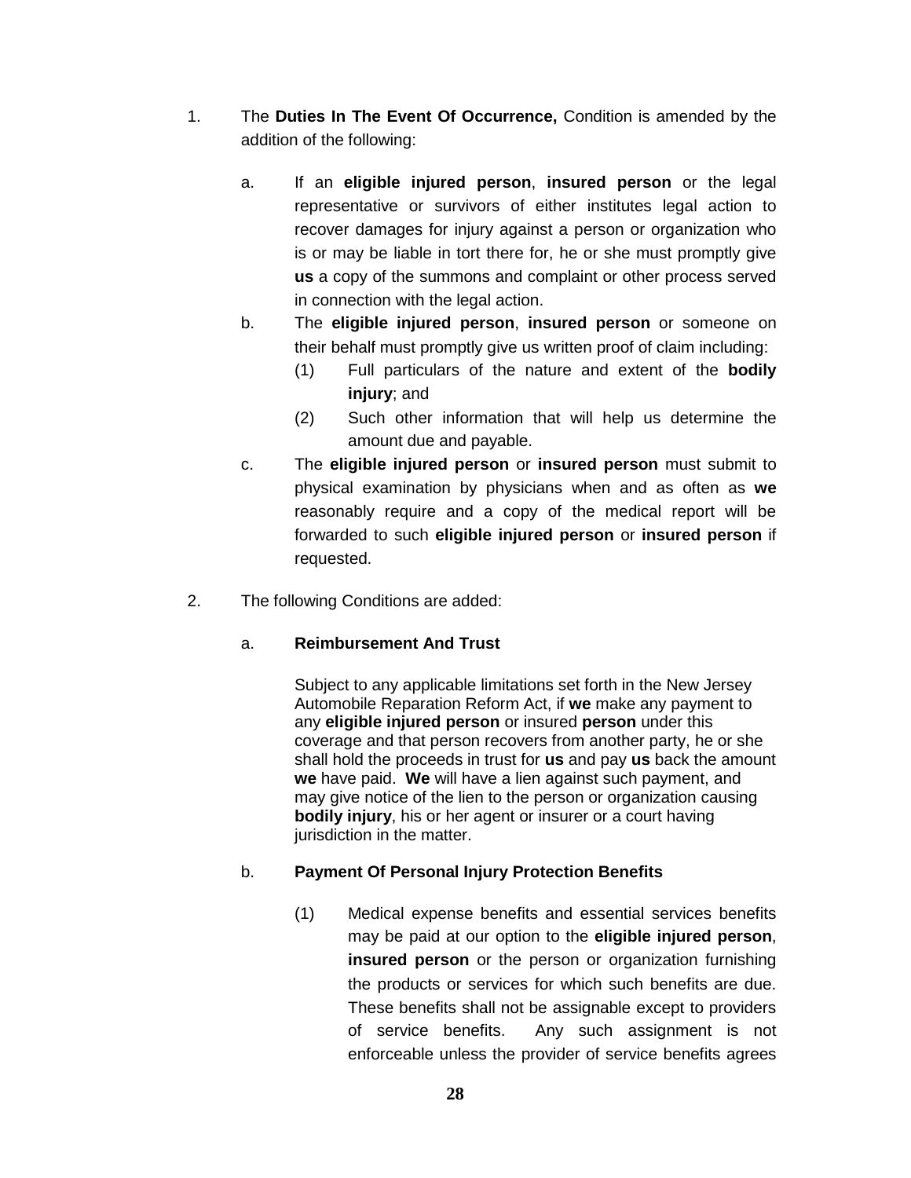1. The **Duties In The Event Of Occurrence,** Condition is amended by the addition of the following:

   a. If an **eligible injured person**, **insured person** or the legal representative or survivors of either institutes legal action to recover damages for injury against a person or organization who is or may be liable in tort there for, he or she must promptly give **us** a copy of the summons and complaint or other process served in connection with the legal action.

   b. The **eligible injured person**, **insured person** or someone on their behalf must promptly give us written proof of claim including:

      (1) Full particulars of the nature and extent of the **bodily injury**; and

      (2) Such other information that will help us determine the amount due and payable.

   c. The **eligible injured person** or **insured person** must submit to physical examination by physicians when and as often as **we** reasonably require and a copy of the medical report will be forwarded to such **eligible injured person** or **insured person** if requested.

2. The following Conditions are added:

   a. **Reimbursement And Trust**

      Subject to any applicable limitations set forth in the New Jersey Automobile Reparation Reform Act, if **we** make any payment to any **eligible injured person** or insured **person** under this coverage and that person recovers from another party, he or she shall hold the proceeds in trust for **us** and pay **us** back the amount **we** have paid. **We** will have a lien against such payment, and may give notice of the lien to the person or organization causing **bodily injury**, his or her agent or insurer or a court having jurisdiction in the matter.

   b. **Payment Of Personal Injury Protection Benefits**

      (1) Medical expense benefits and essential services benefits may be paid at our option to the **eligible injured person**, **insured person** or the person or organization furnishing the products or services for which such benefits are due. These benefits shall not be assignable except to providers of service benefits. Any such assignment is not enforceable unless the provider of service benefits agrees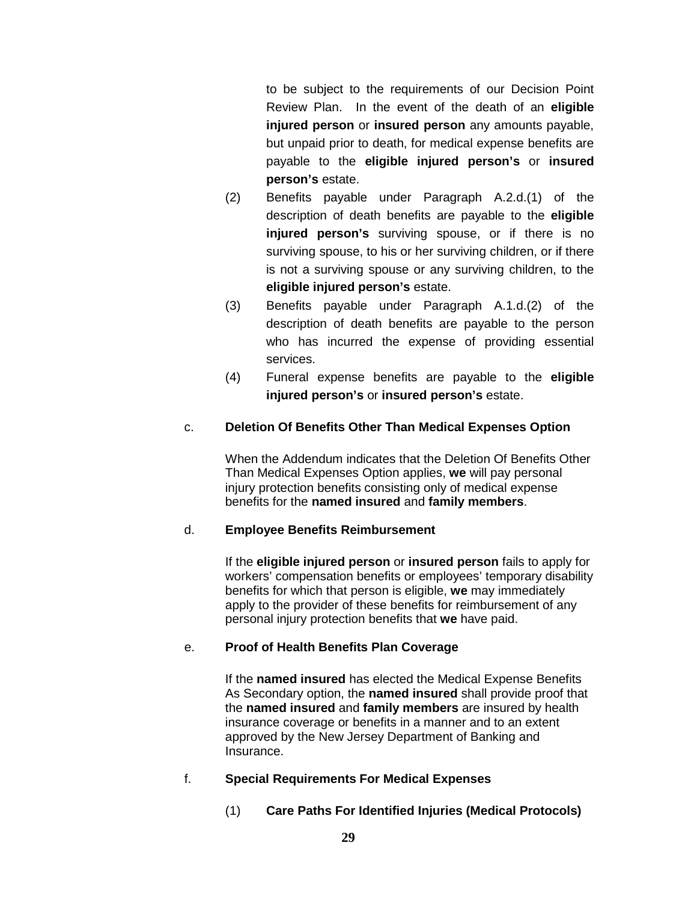to be subject to the requirements of our Decision Point Review Plan. In the event of the death of an **eligible injured person** or **insured person** any amounts payable, but unpaid prior to death, for medical expense benefits are payable to the **eligible injured person's** or **insured person's** estate.

(2) Benefits payable under Paragraph A.2.d.(1) of the description of death benefits are payable to the **eligible injured person's** surviving spouse, or if there is no surviving spouse, to his or her surviving children, or if there is not a surviving spouse or any surviving children, to the **eligible injured person's** estate.

(3) Benefits payable under Paragraph A.1.d.(2) of the description of death benefits are payable to the person who has incurred the expense of providing essential services.

(4) Funeral expense benefits are payable to the **eligible injured person's** or **insured person's** estate.

c. **Deletion Of Benefits Other Than Medical Expenses Option**

When the Addendum indicates that the Deletion Of Benefits Other Than Medical Expenses Option applies, **we** will pay personal injury protection benefits consisting only of medical expense benefits for the **named insured** and **family members**.

d. **Employee Benefits Reimbursement**

If the **eligible injured person** or **insured person** fails to apply for workers' compensation benefits or employees' temporary disability benefits for which that person is eligible, **we** may immediately apply to the provider of these benefits for reimbursement of any personal injury protection benefits that **we** have paid.

e. **Proof of Health Benefits Plan Coverage**

If the **named insured** has elected the Medical Expense Benefits As Secondary option, the **named insured** shall provide proof that the **named insured** and **family members** are insured by health insurance coverage or benefits in a manner and to an extent approved by the New Jersey Department of Banking and Insurance.

f. **Special Requirements For Medical Expenses**

(1) **Care Paths For Identified Injuries (Medical Protocols)**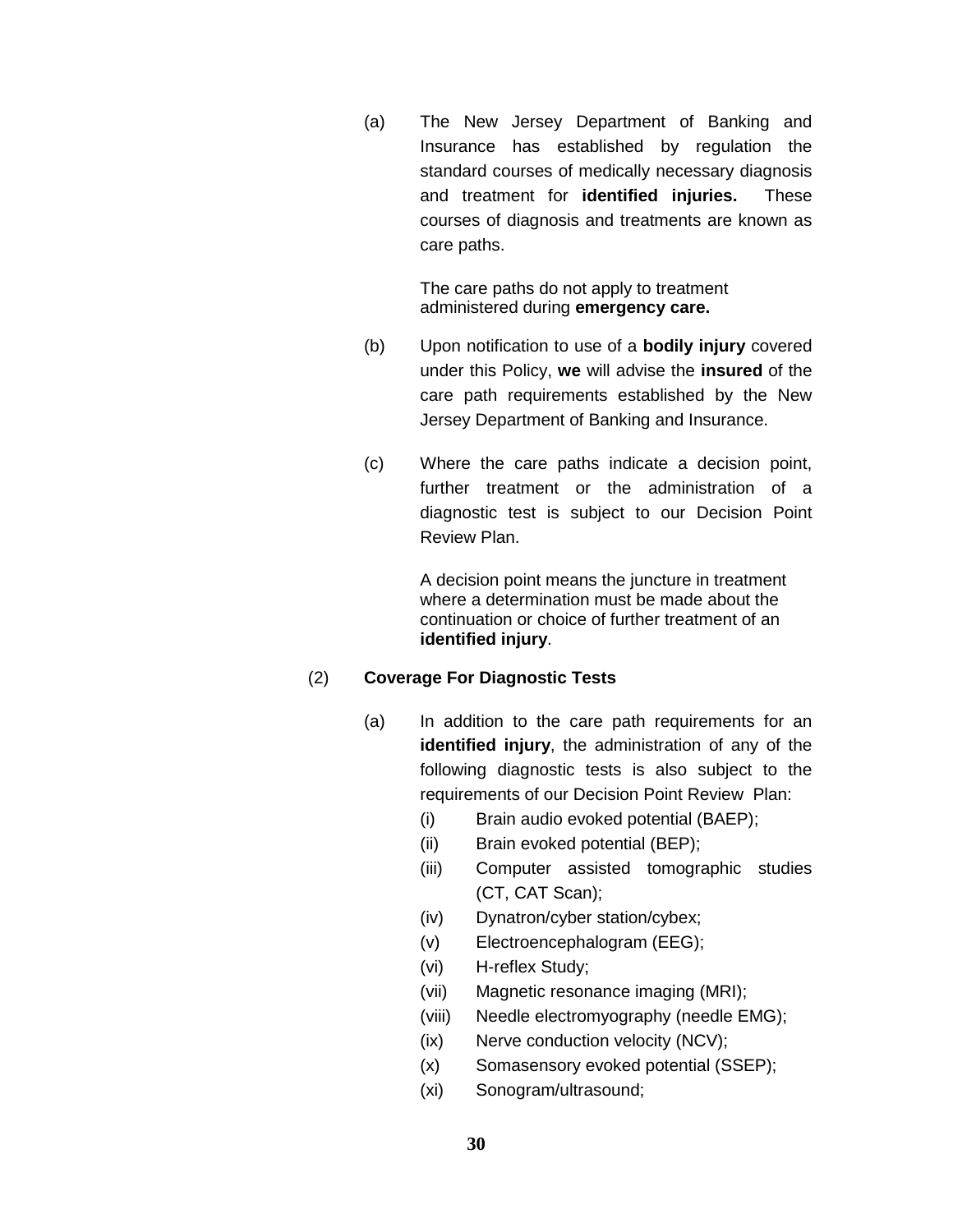(a) The New Jersey Department of Banking and Insurance has established by regulation the standard courses of medically necessary diagnosis and treatment for **identified injuries.** These courses of diagnosis and treatments are known as care paths.

The care paths do not apply to treatment administered during **emergency care.**

(b) Upon notification to use of a **bodily injury** covered under this Policy, **we** will advise the **insured** of the care path requirements established by the New Jersey Department of Banking and Insurance.

(c) Where the care paths indicate a decision point, further treatment or the administration of a diagnostic test is subject to our Decision Point Review Plan.

A decision point means the juncture in treatment where a determination must be made about the continuation or choice of further treatment of an **identified injury**.

(2) **Coverage For Diagnostic Tests**

(a) In addition to the care path requirements for an **identified injury**, the administration of any of the following diagnostic tests is also subject to the requirements of our Decision Point Review Plan:

(i) Brain audio evoked potential (BAEP);
(ii) Brain evoked potential (BEP);
(iii) Computer assisted tomographic studies (CT, CAT Scan);
(iv) Dynatron/cyber station/cybex;
(v) Electroencephalogram (EEG);
(vi) H-reflex Study;
(vii) Magnetic resonance imaging (MRI);
(viii) Needle electromyography (needle EMG);
(ix) Nerve conduction velocity (NCV);
(x) Somasensory evoked potential (SSEP);
(xi) Sonogram/ultrasound;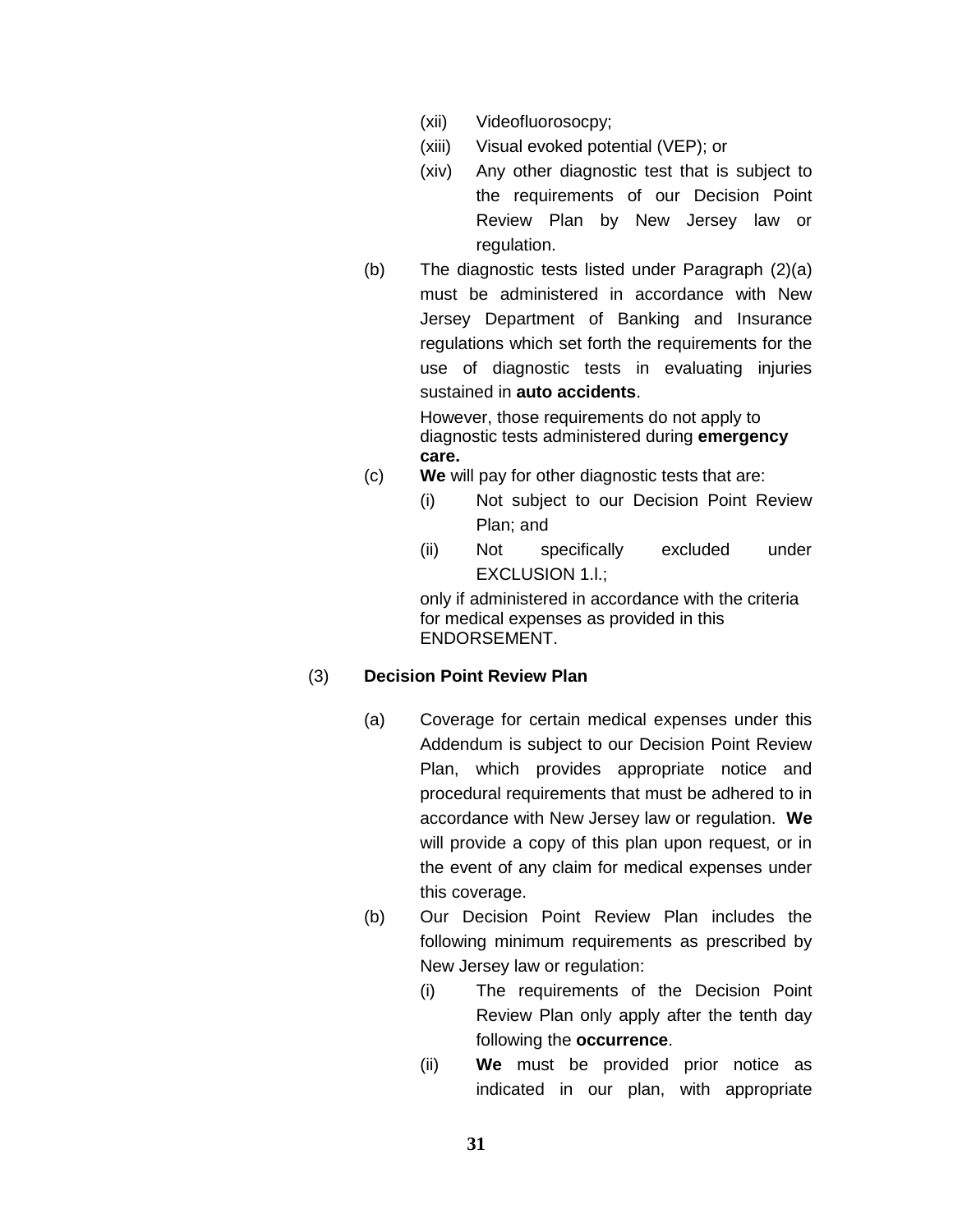(xii) Videofluorosocpy;

(xiii) Visual evoked potential (VEP); or

(xiv) Any other diagnostic test that is subject to the requirements of our Decision Point Review Plan by New Jersey law or regulation.

(b) The diagnostic tests listed under Paragraph (2)(a) must be administered in accordance with New Jersey Department of Banking and Insurance regulations which set forth the requirements for the use of diagnostic tests in evaluating injuries sustained in **auto accidents**.

However, those requirements do not apply to diagnostic tests administered during **emergency care.**

(c) **We** will pay for other diagnostic tests that are:

(i) Not subject to our Decision Point Review Plan; and

(ii) Not specifically excluded under EXCLUSION 1.l.;

only if administered in accordance with the criteria for medical expenses as provided in this ENDORSEMENT.

(3) **Decision Point Review Plan**

(a) Coverage for certain medical expenses under this Addendum is subject to our Decision Point Review Plan, which provides appropriate notice and procedural requirements that must be adhered to in accordance with New Jersey law or regulation. **We** will provide a copy of this plan upon request, or in the event of any claim for medical expenses under this coverage.

(b) Our Decision Point Review Plan includes the following minimum requirements as prescribed by New Jersey law or regulation:

(i) The requirements of the Decision Point Review Plan only apply after the tenth day following the **occurrence**.

(ii) **We** must be provided prior notice as indicated in our plan, with appropriate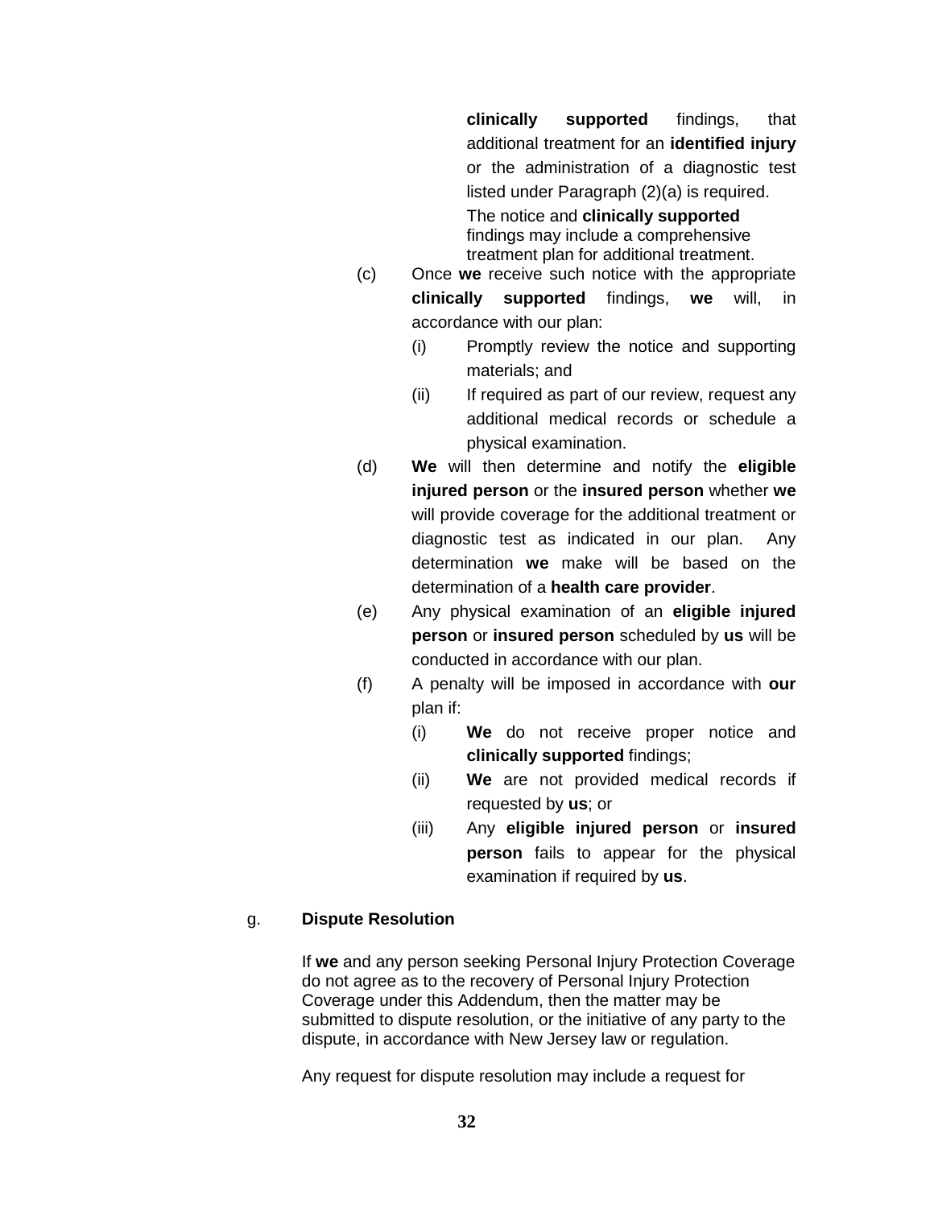**clinically supported** findings, that additional treatment for an **identified injury** or the administration of a diagnostic test listed under Paragraph (2)(a) is required. The notice and **clinically supported** findings may include a comprehensive treatment plan for additional treatment.

(c) Once **we** receive such notice with the appropriate **clinically supported** findings, **we** will, in accordance with our plan:

  (i) Promptly review the notice and supporting materials; and

  (ii) If required as part of our review, request any additional medical records or schedule a physical examination.

(d) **We** will then determine and notify the **eligible injured person** or the **insured person** whether **we** will provide coverage for the additional treatment or diagnostic test as indicated in our plan. Any determination **we** make will be based on the determination of a **health care provider**.

(e) Any physical examination of an **eligible injured person** or **insured person** scheduled by **us** will be conducted in accordance with our plan.

(f) A penalty will be imposed in accordance with **our** plan if:

  (i) **We** do not receive proper notice and **clinically supported** findings;

  (ii) **We** are not provided medical records if requested by **us**; or

  (iii) Any **eligible injured person** or **insured person** fails to appear for the physical examination if required by **us**.

g. **Dispute Resolution**

If **we** and any person seeking Personal Injury Protection Coverage do not agree as to the recovery of Personal Injury Protection Coverage under this Addendum, then the matter may be submitted to dispute resolution, or the initiative of any party to the dispute, in accordance with New Jersey law or regulation.

Any request for dispute resolution may include a request for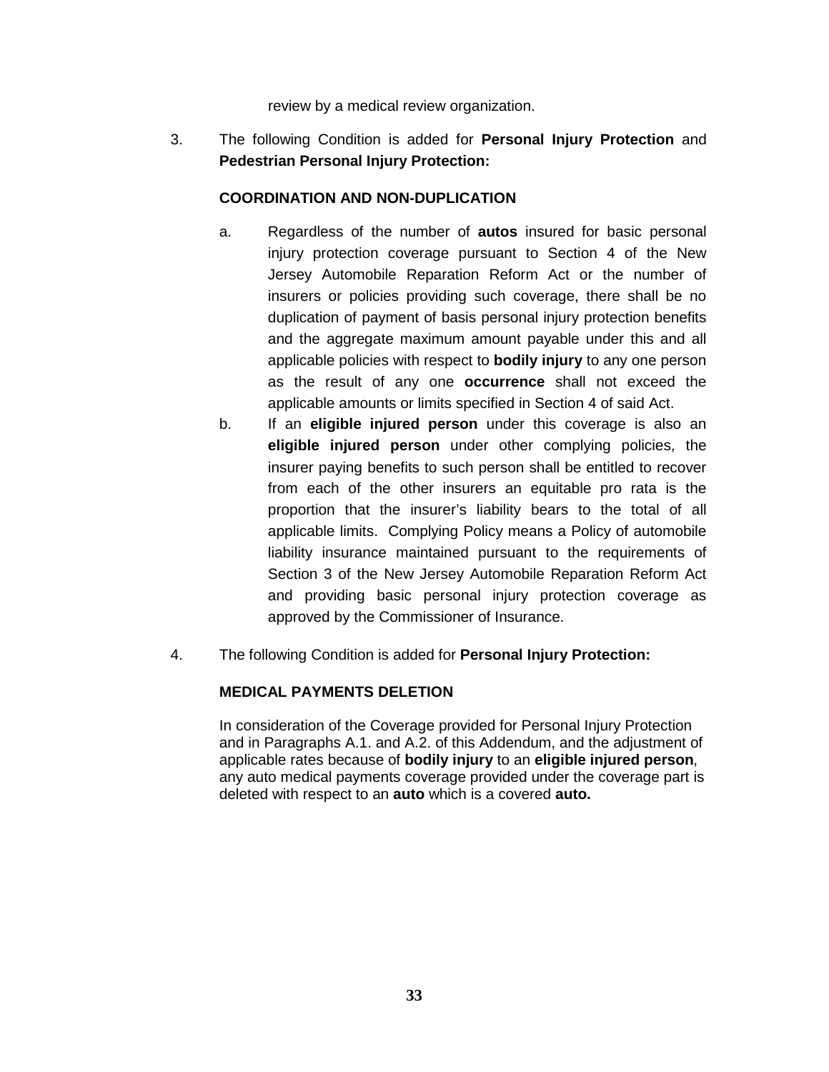review by a medical review organization.

3. The following Condition is added for **Personal Injury Protection** and **Pedestrian Personal Injury Protection:**

   **COORDINATION AND NON-DUPLICATION**

   a. Regardless of the number of **autos** insured for basic personal injury protection coverage pursuant to Section 4 of the New Jersey Automobile Reparation Reform Act or the number of insurers or policies providing such coverage, there shall be no duplication of payment of basis personal injury protection benefits and the aggregate maximum amount payable under this and all applicable policies with respect to **bodily injury** to any one person as the result of any one **occurrence** shall not exceed the applicable amounts or limits specified in Section 4 of said Act.
   b. If an **eligible injured person** under this coverage is also an **eligible injured person** under other complying policies, the insurer paying benefits to such person shall be entitled to recover from each of the other insurers an equitable pro rata is the proportion that the insurer's liability bears to the total of all applicable limits. Complying Policy means a Policy of automobile liability insurance maintained pursuant to the requirements of Section 3 of the New Jersey Automobile Reparation Reform Act and providing basic personal injury protection coverage as approved by the Commissioner of Insurance.

4. The following Condition is added for **Personal Injury Protection:**

   **MEDICAL PAYMENTS DELETION**

   In consideration of the Coverage provided for Personal Injury Protection and in Paragraphs A.1. and A.2. of this Addendum, and the adjustment of applicable rates because of **bodily injury** to an **eligible injured person**, any auto medical payments coverage provided under the coverage part is deleted with respect to an **auto** which is a covered **auto.**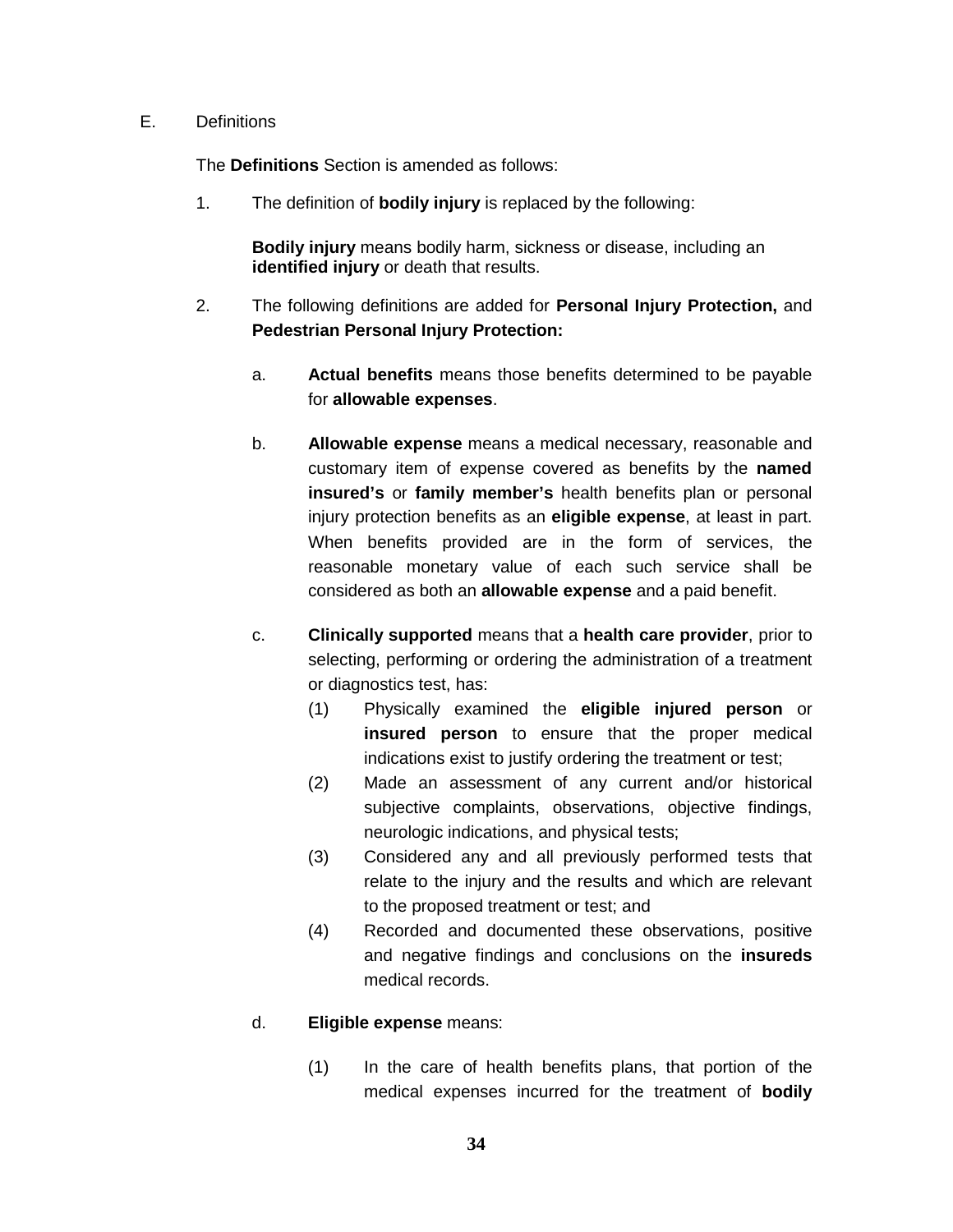E. Definitions

The **Definitions** Section is amended as follows:

1. The definition of **bodily injury** is replaced by the following:

   **Bodily injury** means bodily harm, sickness or disease, including an **identified injury** or death that results.

2. The following definitions are added for **Personal Injury Protection,** and **Pedestrian Personal Injury Protection:**

   a. **Actual benefits** means those benefits determined to be payable for **allowable expenses**.

   b. **Allowable expense** means a medical necessary, reasonable and customary item of expense covered as benefits by the **named insured's** or **family member's** health benefits plan or personal injury protection benefits as an **eligible expense**, at least in part. When benefits provided are in the form of services, the reasonable monetary value of each such service shall be considered as both an **allowable expense** and a paid benefit.

   c. **Clinically supported** means that a **health care provider**, prior to selecting, performing or ordering the administration of a treatment or diagnostics test, has:

      (1) Physically examined the **eligible injured person** or **insured person** to ensure that the proper medical indications exist to justify ordering the treatment or test;

      (2) Made an assessment of any current and/or historical subjective complaints, observations, objective findings, neurologic indications, and physical tests;

      (3) Considered any and all previously performed tests that relate to the injury and the results and which are relevant to the proposed treatment or test; and

      (4) Recorded and documented these observations, positive and negative findings and conclusions on the **insureds** medical records.

   d. **Eligible expense** means:

      (1) In the care of health benefits plans, that portion of the medical expenses incurred for the treatment of **bodily**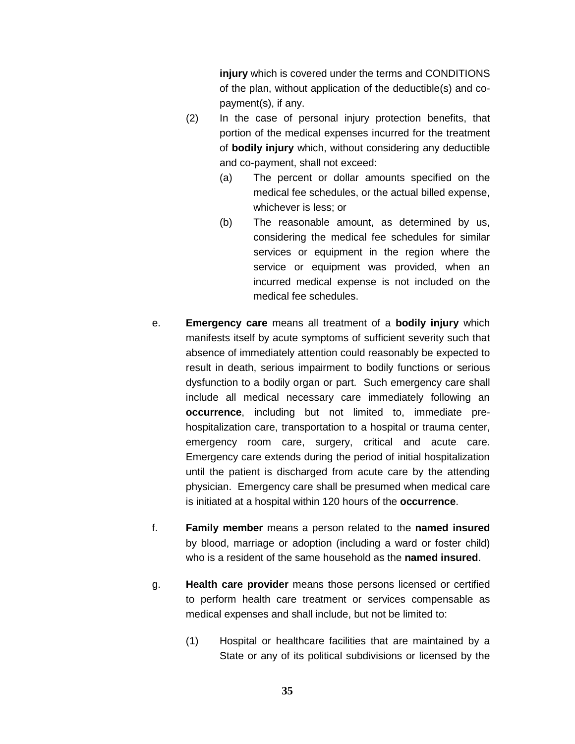**injury** which is covered under the terms and CONDITIONS of the plan, without application of the deductible(s) and co-payment(s), if any.

(2) In the case of personal injury protection benefits, that portion of the medical expenses incurred for the treatment of **bodily injury** which, without considering any deductible and co-payment, shall not exceed:

(a) The percent or dollar amounts specified on the medical fee schedules, or the actual billed expense, whichever is less; or

(b) The reasonable amount, as determined by us, considering the medical fee schedules for similar services or equipment in the region where the service or equipment was provided, when an incurred medical expense is not included on the medical fee schedules.

e. **Emergency care** means all treatment of a **bodily injury** which manifests itself by acute symptoms of sufficient severity such that absence of immediately attention could reasonably be expected to result in death, serious impairment to bodily functions or serious dysfunction to a bodily organ or part. Such emergency care shall include all medical necessary care immediately following an **occurrence**, including but not limited to, immediate pre-hospitalization care, transportation to a hospital or trauma center, emergency room care, surgery, critical and acute care. Emergency care extends during the period of initial hospitalization until the patient is discharged from acute care by the attending physician. Emergency care shall be presumed when medical care is initiated at a hospital within 120 hours of the **occurrence**.

f. **Family member** means a person related to the **named insured** by blood, marriage or adoption (including a ward or foster child) who is a resident of the same household as the **named insured**.

g. **Health care provider** means those persons licensed or certified to perform health care treatment or services compensable as medical expenses and shall include, but not be limited to:

(1) Hospital or healthcare facilities that are maintained by a State or any of its political subdivisions or licensed by the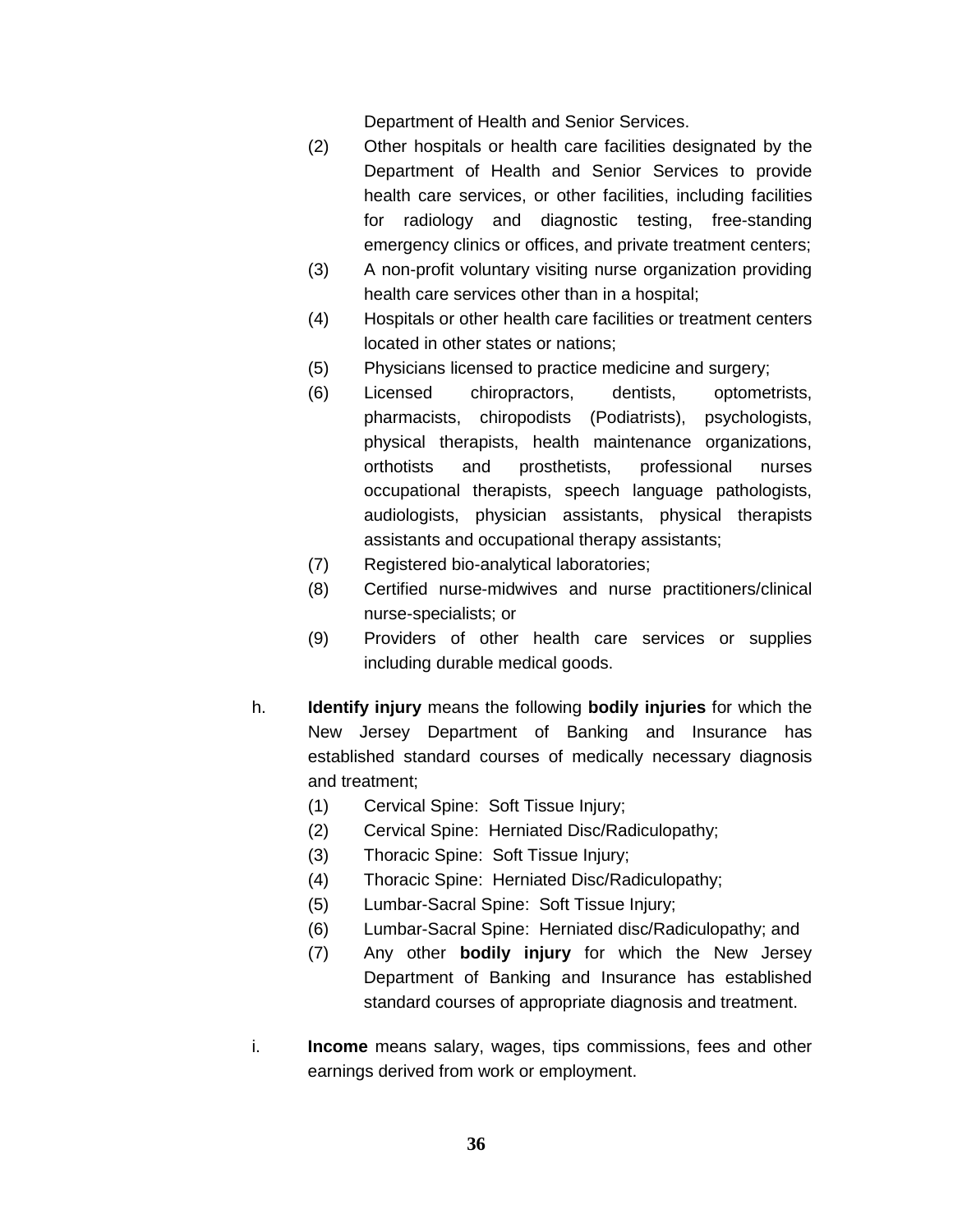Department of Health and Senior Services.

(2) Other hospitals or health care facilities designated by the Department of Health and Senior Services to provide health care services, or other facilities, including facilities for radiology and diagnostic testing, free-standing emergency clinics or offices, and private treatment centers;

(3) A non-profit voluntary visiting nurse organization providing health care services other than in a hospital;

(4) Hospitals or other health care facilities or treatment centers located in other states or nations;

(5) Physicians licensed to practice medicine and surgery;

(6) Licensed chiropractors, dentists, optometrists, pharmacists, chiropodists (Podiatrists), psychologists, physical therapists, health maintenance organizations, orthotists and prosthetists, professional nurses occupational therapists, speech language pathologists, audiologists, physician assistants, physical therapists assistants and occupational therapy assistants;

(7) Registered bio-analytical laboratories;

(8) Certified nurse-midwives and nurse practitioners/clinical nurse-specialists; or

(9) Providers of other health care services or supplies including durable medical goods.

h. **Identify injury** means the following **bodily injuries** for which the New Jersey Department of Banking and Insurance has established standard courses of medically necessary diagnosis and treatment;

(1) Cervical Spine: Soft Tissue Injury;

(2) Cervical Spine: Herniated Disc/Radiculopathy;

(3) Thoracic Spine: Soft Tissue Injury;

(4) Thoracic Spine: Herniated Disc/Radiculopathy;

(5) Lumbar-Sacral Spine: Soft Tissue Injury;

(6) Lumbar-Sacral Spine: Herniated disc/Radiculopathy; and

(7) Any other **bodily injury** for which the New Jersey Department of Banking and Insurance has established standard courses of appropriate diagnosis and treatment.

i. **Income** means salary, wages, tips commissions, fees and other earnings derived from work or employment.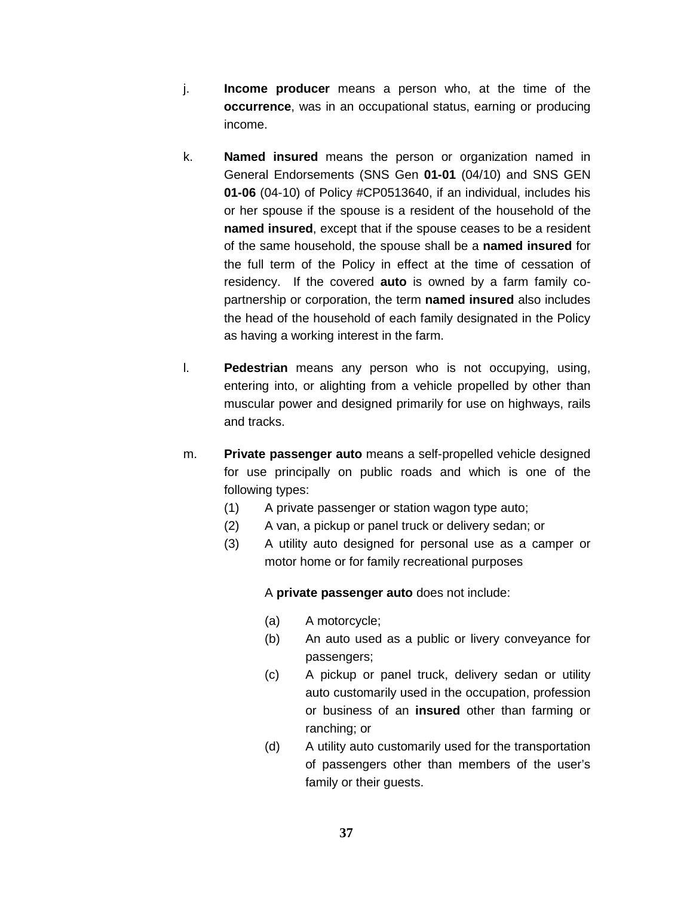j. **Income producer** means a person who, at the time of the **occurrence**, was in an occupational status, earning or producing income.

k. **Named insured** means the person or organization named in General Endorsements (SNS Gen **01-01** (04/10) and SNS GEN **01-06** (04-10) of Policy #CP0513640, if an individual, includes his or her spouse if the spouse is a resident of the household of the **named insured**, except that if the spouse ceases to be a resident of the same household, the spouse shall be a **named insured** for the full term of the Policy in effect at the time of cessation of residency. If the covered **auto** is owned by a farm family co-partnership or corporation, the term **named insured** also includes the head of the household of each family designated in the Policy as having a working interest in the farm.

l. **Pedestrian** means any person who is not occupying, using, entering into, or alighting from a vehicle propelled by other than muscular power and designed primarily for use on highways, rails and tracks.

m. **Private passenger auto** means a self-propelled vehicle designed for use principally on public roads and which is one of the following types:
   (1) A private passenger or station wagon type auto;
   (2) A van, a pickup or panel truck or delivery sedan; or
   (3) A utility auto designed for personal use as a camper or motor home or for family recreational purposes

   A **private passenger auto** does not include:

   (a) A motorcycle;
   (b) An auto used as a public or livery conveyance for passengers;
   (c) A pickup or panel truck, delivery sedan or utility auto customarily used in the occupation, profession or business of an **insured** other than farming or ranching; or
   (d) A utility auto customarily used for the transportation of passengers other than members of the user's family or their guests.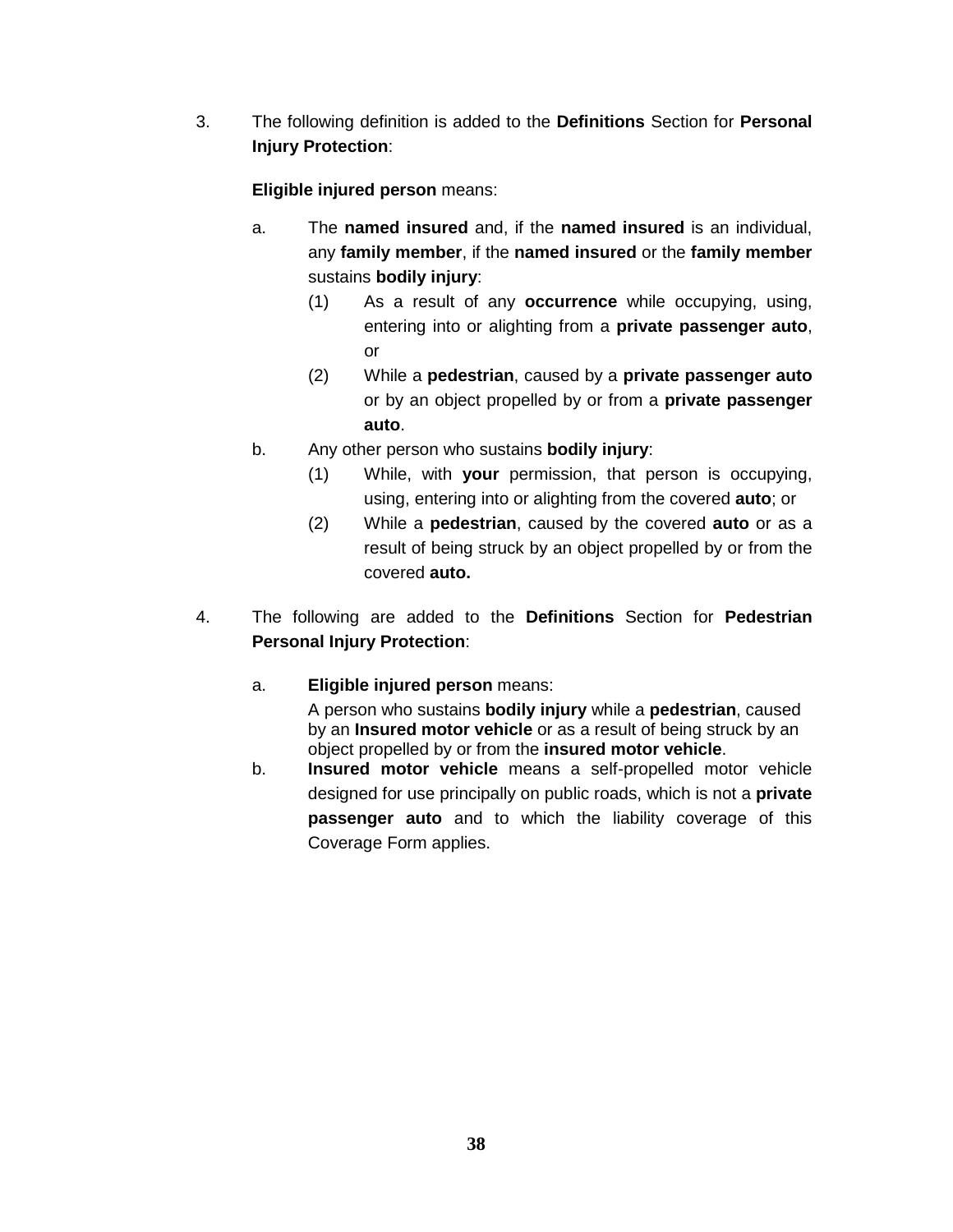3. The following definition is added to the **Definitions** Section for **Personal Injury Protection**:

   **Eligible injured person** means:

   a. The **named insured** and, if the **named insured** is an individual, any **family member**, if the **named insured** or the **family member** sustains **bodily injury**:
      (1) As a result of any **occurrence** while occupying, using, entering into or alighting from a **private passenger auto**, or
      (2) While a **pedestrian**, caused by a **private passenger auto** or by an object propelled by or from a **private passenger auto**.
   b. Any other person who sustains **bodily injury**:
      (1) While, with **your** permission, that person is occupying, using, entering into or alighting from the covered **auto**; or
      (2) While a **pedestrian**, caused by the covered **auto** or as a result of being struck by an object propelled by or from the covered **auto.**

4. The following are added to the **Definitions** Section for **Pedestrian Personal Injury Protection**:

   a. **Eligible injured person** means:
      A person who sustains **bodily injury** while a **pedestrian**, caused by an **Insured motor vehicle** or as a result of being struck by an object propelled by or from the **insured motor vehicle**.
   b. **Insured motor vehicle** means a self-propelled motor vehicle designed for use principally on public roads, which is not a **private passenger auto** and to which the liability coverage of this Coverage Form applies.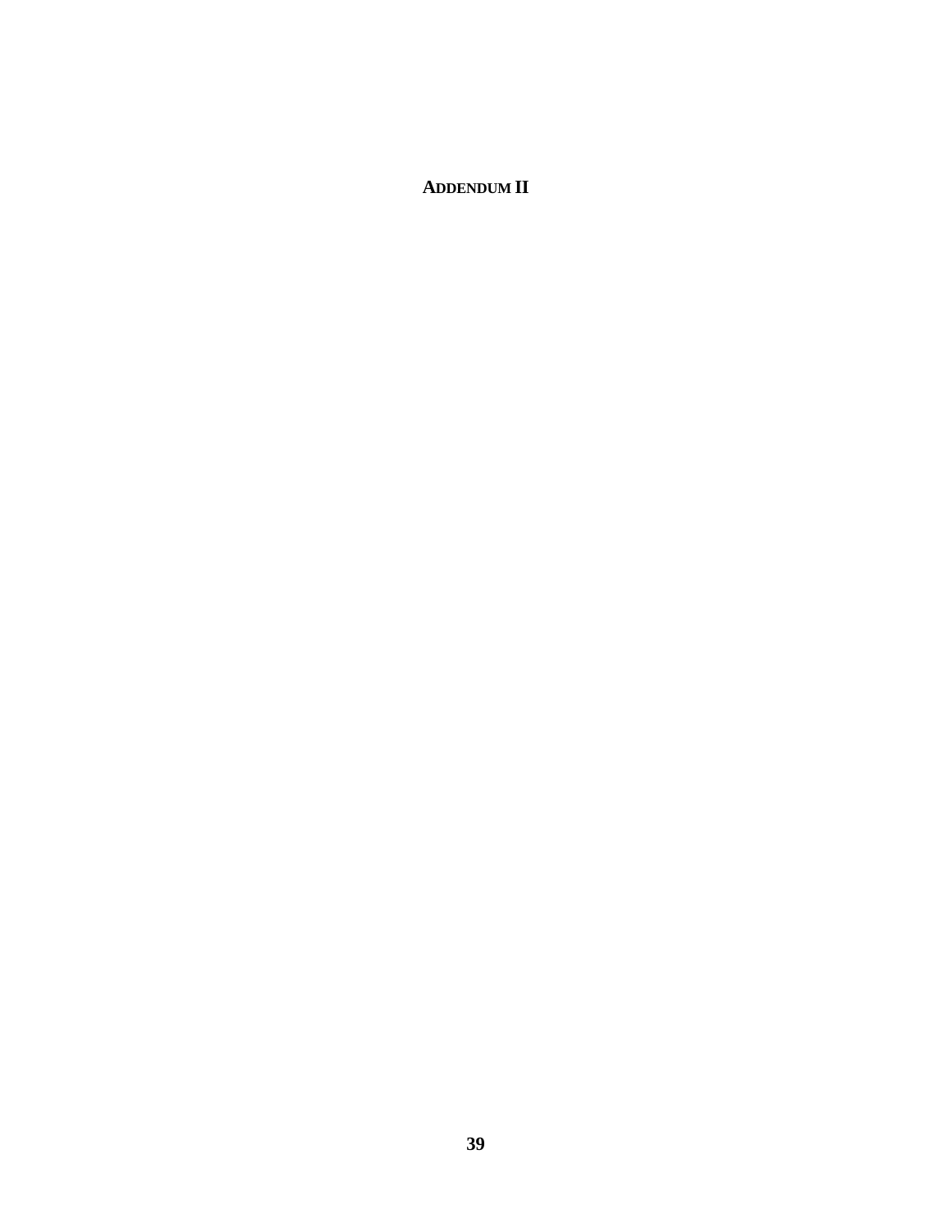# ADDENDUM II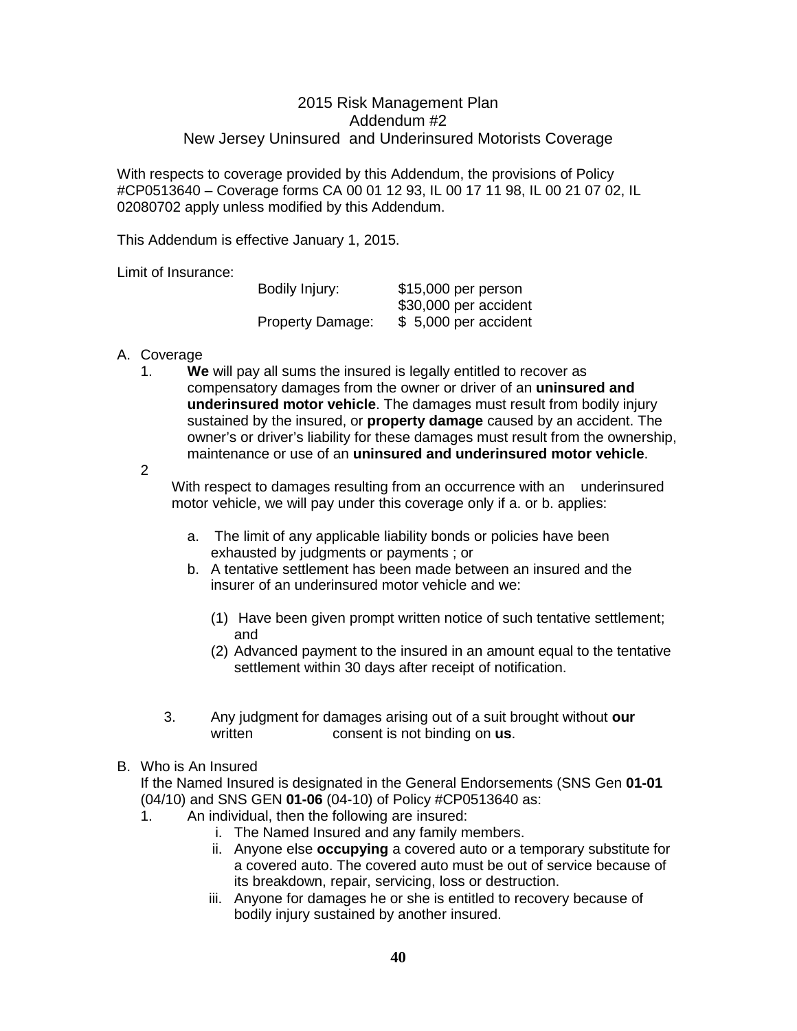# 2015 Risk Management Plan
## Addendum #2
## New Jersey Uninsured and Underinsured Motorists Coverage

With respects to coverage provided by this Addendum, the provisions of Policy #CP0513640 – Coverage forms CA 00 01 12 93, IL 00 17 11 98, IL 00 21 07 02, IL 02080702 apply unless modified by this Addendum.

This Addendum is effective January 1, 2015.

Limit of Insurance:

| | |
|---|---|
| Bodily Injury: | $15,000 per person |
| | $30,000 per accident |
| Property Damage: | $ 5,000 per accident |

A. Coverage

1. **We** will pay all sums the insured is legally entitled to recover as compensatory damages from the owner or driver of an **uninsured and underinsured motor vehicle**. The damages must result from bodily injury sustained by the insured, or **property damage** caused by an accident. The owner's or driver's liability for these damages must result from the ownership, maintenance or use of an **uninsured and underinsured motor vehicle**.

2. With respect to damages resulting from an occurrence with an underinsured motor vehicle, we will pay under this coverage only if a. or b. applies:

   a. The limit of any applicable liability bonds or policies have been exhausted by judgments or payments ; or

   b. A tentative settlement has been made between an insured and the insurer of an underinsured motor vehicle and we:

      (1) Have been given prompt written notice of such tentative settlement; and

      (2) Advanced payment to the insured in an amount equal to the tentative settlement within 30 days after receipt of notification.

3. Any judgment for damages arising out of a suit brought without **our** written consent is not binding on **us**.

B. Who is An Insured

If the Named Insured is designated in the General Endorsements (SNS Gen **01-01** (04/10) and SNS GEN **01-06** (04-10) of Policy #CP0513640 as:

1. An individual, then the following are insured:

   i. The Named Insured and any family members.

   ii. Anyone else **occupying** a covered auto or a temporary substitute for a covered auto. The covered auto must be out of service because of its breakdown, repair, servicing, loss or destruction.

   iii. Anyone for damages he or she is entitled to recovery because of bodily injury sustained by another insured.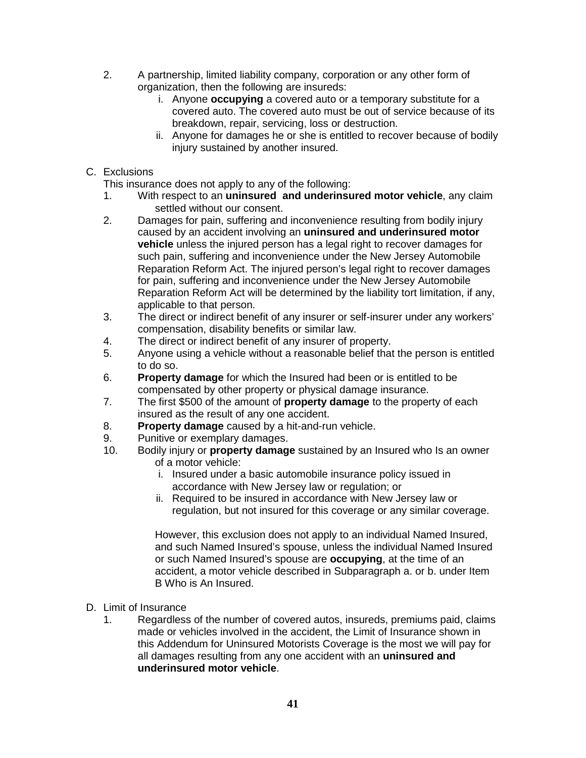2. A partnership, limited liability company, corporation or any other form of organization, then the following are insureds:
   i. Anyone **occupying** a covered auto or a temporary substitute for a covered auto. The covered auto must be out of service because of its breakdown, repair, servicing, loss or destruction.
   ii. Anyone for damages he or she is entitled to recover because of bodily injury sustained by another insured.

C. Exclusions

This insurance does not apply to any of the following:

1. With respect to an **uninsured and underinsured motor vehicle**, any claim settled without our consent.
2. Damages for pain, suffering and inconvenience resulting from bodily injury caused by an accident involving an **uninsured and underinsured motor vehicle** unless the injured person has a legal right to recover damages for such pain, suffering and inconvenience under the New Jersey Automobile Reparation Reform Act. The injured person's legal right to recover damages for pain, suffering and inconvenience under the New Jersey Automobile Reparation Reform Act will be determined by the liability tort limitation, if any, applicable to that person.
3. The direct or indirect benefit of any insurer or self-insurer under any workers' compensation, disability benefits or similar law.
4. The direct or indirect benefit of any insurer of property.
5. Anyone using a vehicle without a reasonable belief that the person is entitled to do so.
6. **Property damage** for which the Insured had been or is entitled to be compensated by other property or physical damage insurance.
7. The first $500 of the amount of **property damage** to the property of each insured as the result of any one accident.
8. **Property damage** caused by a hit-and-run vehicle.
9. Punitive or exemplary damages.
10. Bodily injury or **property damage** sustained by an Insured who Is an owner of a motor vehicle:
    i. Insured under a basic automobile insurance policy issued in accordance with New Jersey law or regulation; or
    ii. Required to be insured in accordance with New Jersey law or regulation, but not insured for this coverage or any similar coverage.

    However, this exclusion does not apply to an individual Named Insured, and such Named Insured's spouse, unless the individual Named Insured or such Named Insured's spouse are **occupying**, at the time of an accident, a motor vehicle described in Subparagraph a. or b. under Item B Who is An Insured.

D. Limit of Insurance

1. Regardless of the number of covered autos, insureds, premiums paid, claims made or vehicles involved in the accident, the Limit of Insurance shown in this Addendum for Uninsured Motorists Coverage is the most we will pay for all damages resulting from any one accident with an **uninsured and underinsured motor vehicle**.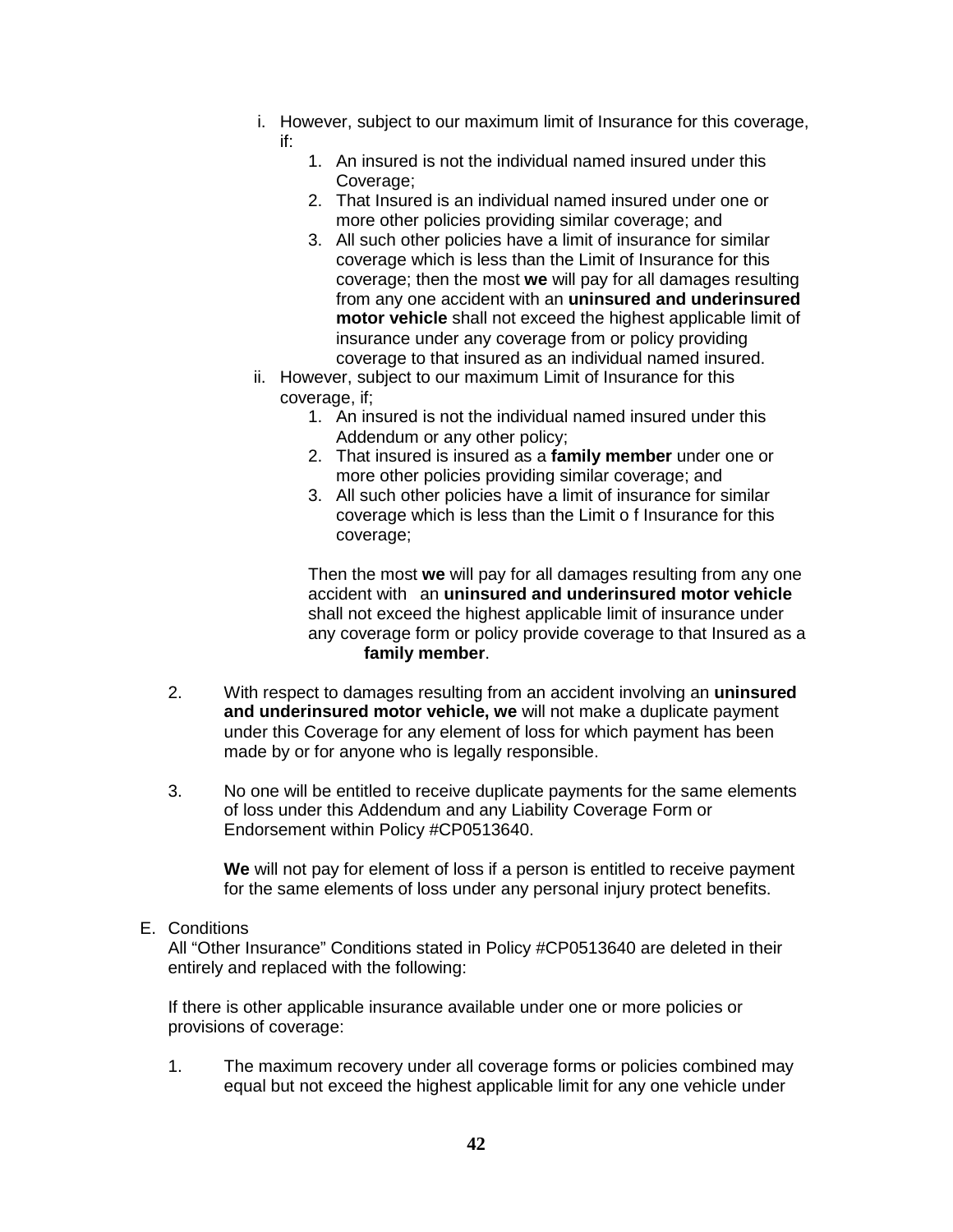i. However, subject to our maximum limit of Insurance for this coverage, if:
    1. An insured is not the individual named insured under this Coverage;
    2. That Insured is an individual named insured under one or more other policies providing similar coverage; and
    3. All such other policies have a limit of insurance for similar coverage which is less than the Limit of Insurance for this coverage; then the most **we** will pay for all damages resulting from any one accident with an **uninsured and underinsured motor vehicle** shall not exceed the highest applicable limit of insurance under any coverage from or policy providing coverage to that insured as an individual named insured.

ii. However, subject to our maximum Limit of Insurance for this coverage, if;
    1. An insured is not the individual named insured under this Addendum or any other policy;
    2. That insured is insured as a **family member** under one or more other policies providing similar coverage; and
    3. All such other policies have a limit of insurance for similar coverage which is less than the Limit o f Insurance for this coverage;

    Then the most **we** will pay for all damages resulting from any one accident with an **uninsured and underinsured motor vehicle** shall not exceed the highest applicable limit of insurance under any coverage form or policy provide coverage to that Insured as a **family member**.

2. With respect to damages resulting from an accident involving an **uninsured and underinsured motor vehicle, we** will not make a duplicate payment under this Coverage for any element of loss for which payment has been made by or for anyone who is legally responsible.

3. No one will be entitled to receive duplicate payments for the same elements of loss under this Addendum and any Liability Coverage Form or Endorsement within Policy #CP0513640.

    **We** will not pay for element of loss if a person is entitled to receive payment for the same elements of loss under any personal injury protect benefits.

E. Conditions

All "Other Insurance" Conditions stated in Policy #CP0513640 are deleted in their entirely and replaced with the following:

If there is other applicable insurance available under one or more policies or provisions of coverage:

1. The maximum recovery under all coverage forms or policies combined may equal but not exceed the highest applicable limit for any one vehicle under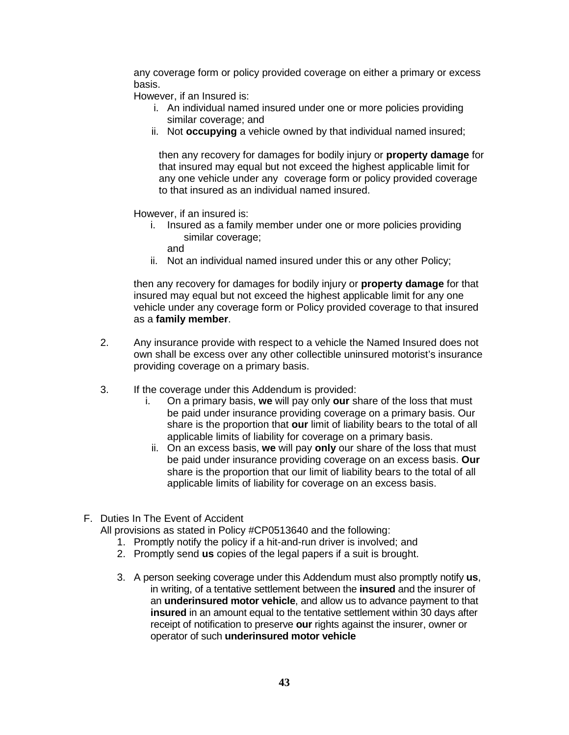any coverage form or policy provided coverage on either a primary or excess basis.

However, if an Insured is:

i. An individual named insured under one or more policies providing similar coverage; and
ii. Not **occupying** a vehicle owned by that individual named insured;

then any recovery for damages for bodily injury or **property damage** for that insured may equal but not exceed the highest applicable limit for any one vehicle under any coverage form or policy provided coverage to that insured as an individual named insured.

However, if an insured is:

i. Insured as a family member under one or more policies providing similar coverage;
   and
ii. Not an individual named insured under this or any other Policy;

then any recovery for damages for bodily injury or **property damage** for that insured may equal but not exceed the highest applicable limit for any one vehicle under any coverage form or Policy provided coverage to that insured as a **family member**.

2. Any insurance provide with respect to a vehicle the Named Insured does not own shall be excess over any other collectible uninsured motorist's insurance providing coverage on a primary basis.

3. If the coverage under this Addendum is provided:
   i. On a primary basis, **we** will pay only **our** share of the loss that must be paid under insurance providing coverage on a primary basis. Our share is the proportion that **our** limit of liability bears to the total of all applicable limits of liability for coverage on a primary basis.
   ii. On an excess basis, **we** will pay **only** our share of the loss that must be paid under insurance providing coverage on an excess basis. **Our** share is the proportion that our limit of liability bears to the total of all applicable limits of liability for coverage on an excess basis.

F. Duties In The Event of Accident

All provisions as stated in Policy #CP0513640 and the following:

1. Promptly notify the policy if a hit-and-run driver is involved; and
2. Promptly send **us** copies of the legal papers if a suit is brought.
3. A person seeking coverage under this Addendum must also promptly notify **us**, in writing, of a tentative settlement between the **insured** and the insurer of an **underinsured motor vehicle**, and allow us to advance payment to that **insured** in an amount equal to the tentative settlement within 30 days after receipt of notification to preserve **our** rights against the insurer, owner or operator of such **underinsured motor vehicle**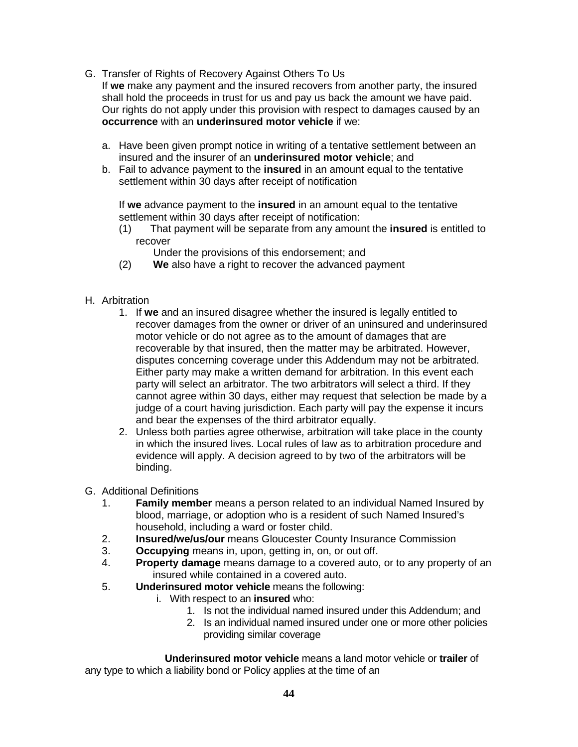G. Transfer of Rights of Recovery Against Others To Us
If **we** make any payment and the insured recovers from another party, the insured shall hold the proceeds in trust for us and pay us back the amount we have paid. Our rights do not apply under this provision with respect to damages caused by an **occurrence** with an **underinsured motor vehicle** if we:

a. Have been given prompt notice in writing of a tentative settlement between an insured and the insurer of an **underinsured motor vehicle**; and
b. Fail to advance payment to the **insured** in an amount equal to the tentative settlement within 30 days after receipt of notification

If **we** advance payment to the **insured** in an amount equal to the tentative settlement within 30 days after receipt of notification:

(1) That payment will be separate from any amount the **insured** is entitled to recover
Under the provisions of this endorsement; and
(2) **We** also have a right to recover the advanced payment

H. Arbitration
1. If **we** and an insured disagree whether the insured is legally entitled to recover damages from the owner or driver of an uninsured and underinsured motor vehicle or do not agree as to the amount of damages that are recoverable by that insured, then the matter may be arbitrated. However, disputes concerning coverage under this Addendum may not be arbitrated. Either party may make a written demand for arbitration. In this event each party will select an arbitrator. The two arbitrators will select a third. If they cannot agree within 30 days, either may request that selection be made by a judge of a court having jurisdiction. Each party will pay the expense it incurs and bear the expenses of the third arbitrator equally.
2. Unless both parties agree otherwise, arbitration will take place in the county in which the insured lives. Local rules of law as to arbitration procedure and evidence will apply. A decision agreed to by two of the arbitrators will be binding.

G. Additional Definitions
1. **Family member** means a person related to an individual Named Insured by blood, marriage, or adoption who is a resident of such Named Insured's household, including a ward or foster child.
2. **Insured/we/us/our** means Gloucester County Insurance Commission
3. **Occupying** means in, upon, getting in, on, or out off.
4. **Property damage** means damage to a covered auto, or to any property of an insured while contained in a covered auto.
5. **Underinsured motor vehicle** means the following:
   i. With respect to an **insured** who:
      1. Is not the individual named insured under this Addendum; and
      2. Is an individual named insured under one or more other policies providing similar coverage

**Underinsured motor vehicle** means a land motor vehicle or **trailer** of any type to which a liability bond or Policy applies at the time of an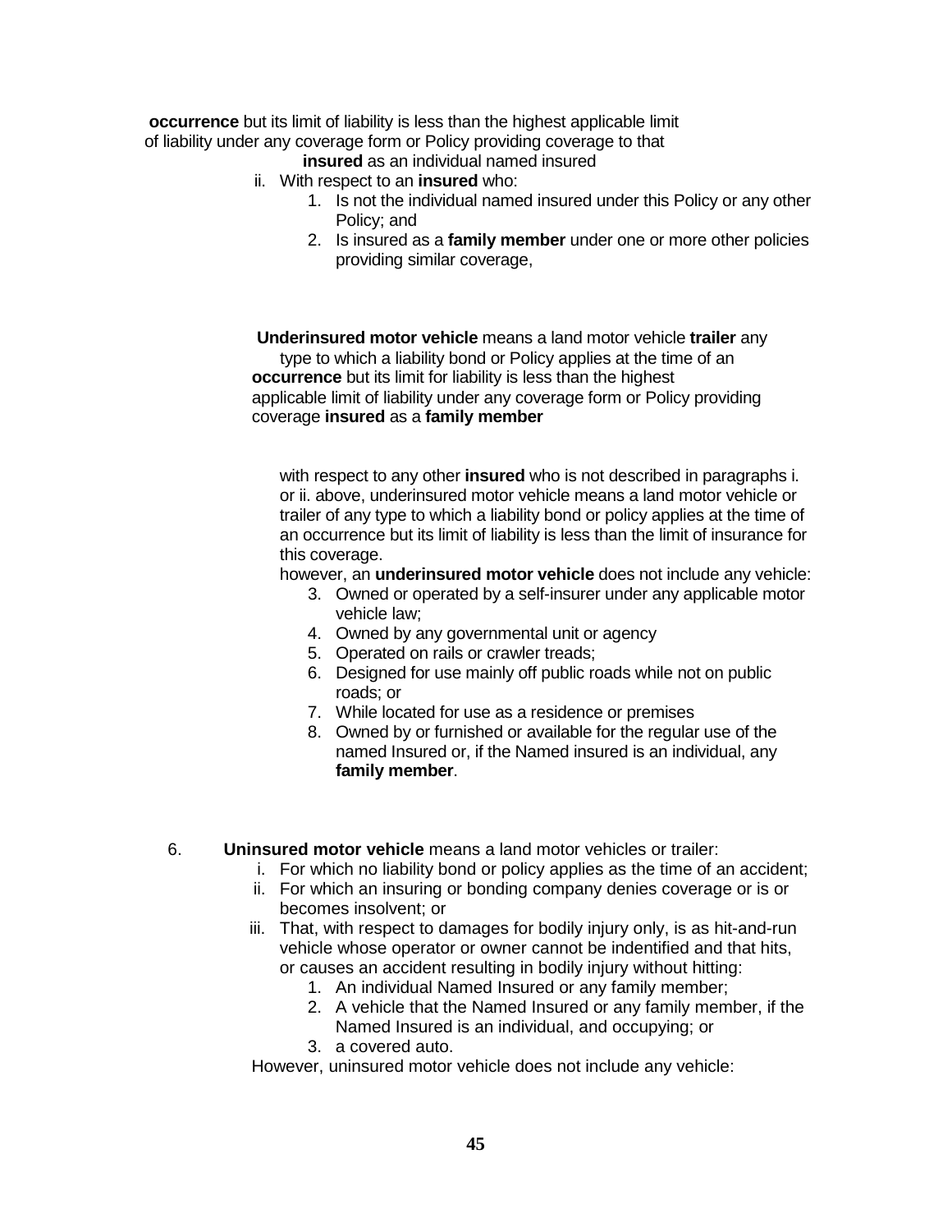**occurrence** but its limit of liability is less than the highest applicable limit of liability under any coverage form or Policy providing coverage to that **insured** as an individual named insured

ii. With respect to an **insured** who:
   1. Is not the individual named insured under this Policy or any other Policy; and
   2. Is insured as a **family member** under one or more other policies providing similar coverage,

**Underinsured motor vehicle** means a land motor vehicle **trailer** any type to which a liability bond or Policy applies at the time of an **occurrence** but its limit for liability is less than the highest applicable limit of liability under any coverage form or Policy providing coverage **insured** as a **family member**

with respect to any other **insured** who is not described in paragraphs i. or ii. above, underinsured motor vehicle means a land motor vehicle or trailer of any type to which a liability bond or policy applies at the time of an occurrence but its limit of liability is less than the limit of insurance for this coverage.

however, an **underinsured motor vehicle** does not include any vehicle:

3. Owned or operated by a self-insurer under any applicable motor vehicle law;
4. Owned by any governmental unit or agency
5. Operated on rails or crawler treads;
6. Designed for use mainly off public roads while not on public roads; or
7. While located for use as a residence or premises
8. Owned by or furnished or available for the regular use of the named Insured or, if the Named insured is an individual, any **family member**.

6. **Uninsured motor vehicle** means a land motor vehicles or trailer:
   i. For which no liability bond or policy applies as the time of an accident;
   ii. For which an insuring or bonding company denies coverage or is or becomes insolvent; or
   iii. That, with respect to damages for bodily injury only, is as hit-and-run vehicle whose operator or owner cannot be indentified and that hits, or causes an accident resulting in bodily injury without hitting:
      1. An individual Named Insured or any family member;
      2. A vehicle that the Named Insured or any family member, if the Named Insured is an individual, and occupying; or
      3. a covered auto.

   However, uninsured motor vehicle does not include any vehicle: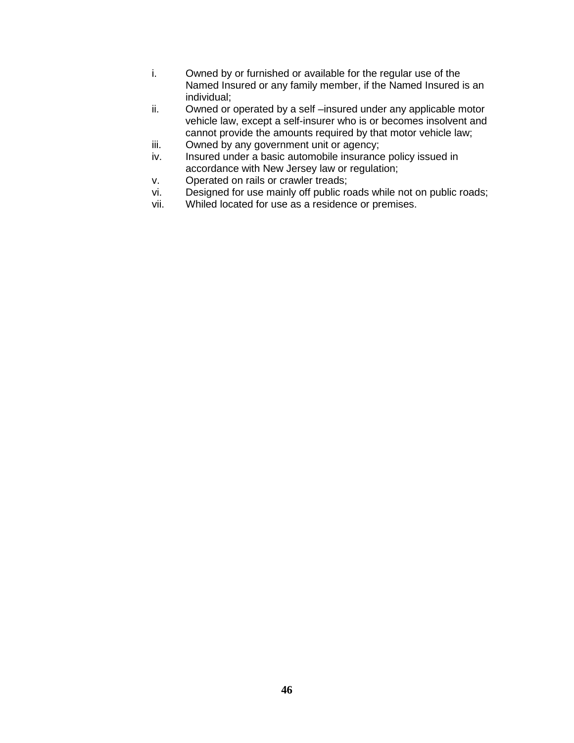i. Owned by or furnished or available for the regular use of the Named Insured or any family member, if the Named Insured is an individual;
ii. Owned or operated by a self –insured under any applicable motor vehicle law, except a self-insurer who is or becomes insolvent and cannot provide the amounts required by that motor vehicle law;
iii. Owned by any government unit or agency;
iv. Insured under a basic automobile insurance policy issued in accordance with New Jersey law or regulation;
v. Operated on rails or crawler treads;
vi. Designed for use mainly off public roads while not on public roads;
vii. Whiled located for use as a residence or premises.